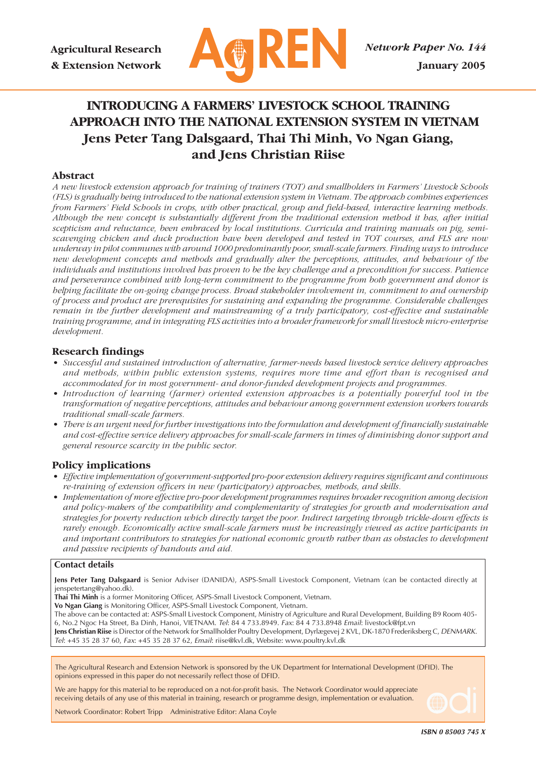Agricultural Research & Extension Network

AgREN

*Network Paper No. 144*

**January 2005**

# INTRODUCING A FARMERS' LIVESTOCK SCHOOL TRAINING APPROACH INTO THE NATIONAL EXTENSION SYSTEM IN VIETNAM

**Jens Peter Tang Dalsgaard, Thai Thi Minh, Vo Ngan Giang, and Jens Christian Riise**

## Abstract

*A new livestock extension approach for training of trainers (TOT) and smallholders in Farmers' Livestock Schools (FLS) is gradually being introduced to the national extension system in Vietnam. The approach combines experiences from Farmers' Field Schools in crops, with other practical, group and field-based, interactive learning methods. Although the new concept is substantially different from the traditional extension method it has, after initial scepticism and reluctance, been embraced by local institutions. Curricula and training manuals on pig, semi-scavenging chicken and duck production have been developed and tested in TOT courses, and FLS are now underway in pilot communes with around 1000 predominantly poor, small-scale farmers. Finding ways to introduce new development concepts and methods and gradually alter the perceptions, attitudes, and behaviour of the individuals and institutions involved has proven to be the key challenge and a precondition for success. Patience and perseverance combined with long-term commitment to the programme from both government and donor is helping facilitate the on-going change process. Broad stakeholder involvement in, commitment to and ownership of process and product are prerequisites for sustaining and expanding the programme. Considerable challenges remain in the further development and mainstreaming of a truly participatory, cost-effective and sustainable training programme, and in integrating FLS activities into a broader framework for small livestock micro-enterprise development.*

## Research findings

- *Successful and sustained introduction of alternative, farmer-needs based livestock service delivery approaches and methods, within public extension systems, requires more time and effort than is recognised and accommodated for in most government- and donor-funded development projects and programmes.*
- *Introduction of learning (farmer) oriented extension approaches is a potentially powerful tool in the transformation of negative perceptions, attitudes and behaviour among government extension workers towards traditional small-scale farmers.*
- *There is an urgent need for further investigations into the formulation and development of financially sustainable and cost-effective service delivery approaches for small-scale farmers in times of diminishing donor support and general resource scarcity in the public sector.*

## Policy implications

- *Effective implementation of government-supported pro-poor extension delivery requires significant and continuous re-training of extension officers in new (participatory) approaches, methods, and skills.*
- *Implementation of more effective pro-poor development programmes requires broader recognition among decision and policy-makers of the compatibility and complementarity of strategies for growth and modernisation and strategies for poverty reduction which directly target the poor. Indirect targeting through trickle-down effects is rarely enough. Economically active small-scale farmers must be increasingly viewed as active participants in and important contributors to strategies for national economic growth rather than as obstacles to development and passive recipients of handouts and aid.*

### Contact details

**Jens Peter Tang Dalsgaard** is Senior Adviser (DANIDA), ASPS-Small Livestock Component, Vietnam (can be contacted directly at jenspetertang@yahoo.dk).

**Thai Thi Minh** is a former Monitoring Officer, ASPS-Small Livestock Component, Vietnam.

**Vo Ngan Giang** is Monitoring Officer, ASPS-Small Livestock Component, Vietnam.

The above can be contacted at: ASPS-Small Livestock Component, Ministry of Agriculture and Rural Development, Building B9 Room 405-6, No.2 Ngoc Ha Street, Ba Dinh, Hanoi, VIETNAM. *Tel*: 84 4 733.8949. *Fax*: 84 4 733.8948 *Email*: livestock@fpt.vn

**Jens Christian Riise** is Director of the Network for Smallholder Poultry Development, Dyrlægevej 2 KVL, DK-1870 Frederiksberg C, *DENMARK*. *Tel*: +45 35 28 37 60, *Fax*: +45 35 28 37 62, *Email*: riise@kvl.dk, Website: www.poultry.kvl.dk

The Agricultural Research and Extension Network is sponsored by the UK Department for International Development (DFID). The opinions expressed in this paper do not necessarily reflect those of DFID.

We are happy for this material to be reproduced on a not-for-profit basis. The Network Coordinator would appreciate receiving details of any use of this material in training, research or programme design, implementation or evaluation.

Network Coordinator: Robert Tripp Administrative Editor: Alana Coyle

*ISBN 0 85003 745 X*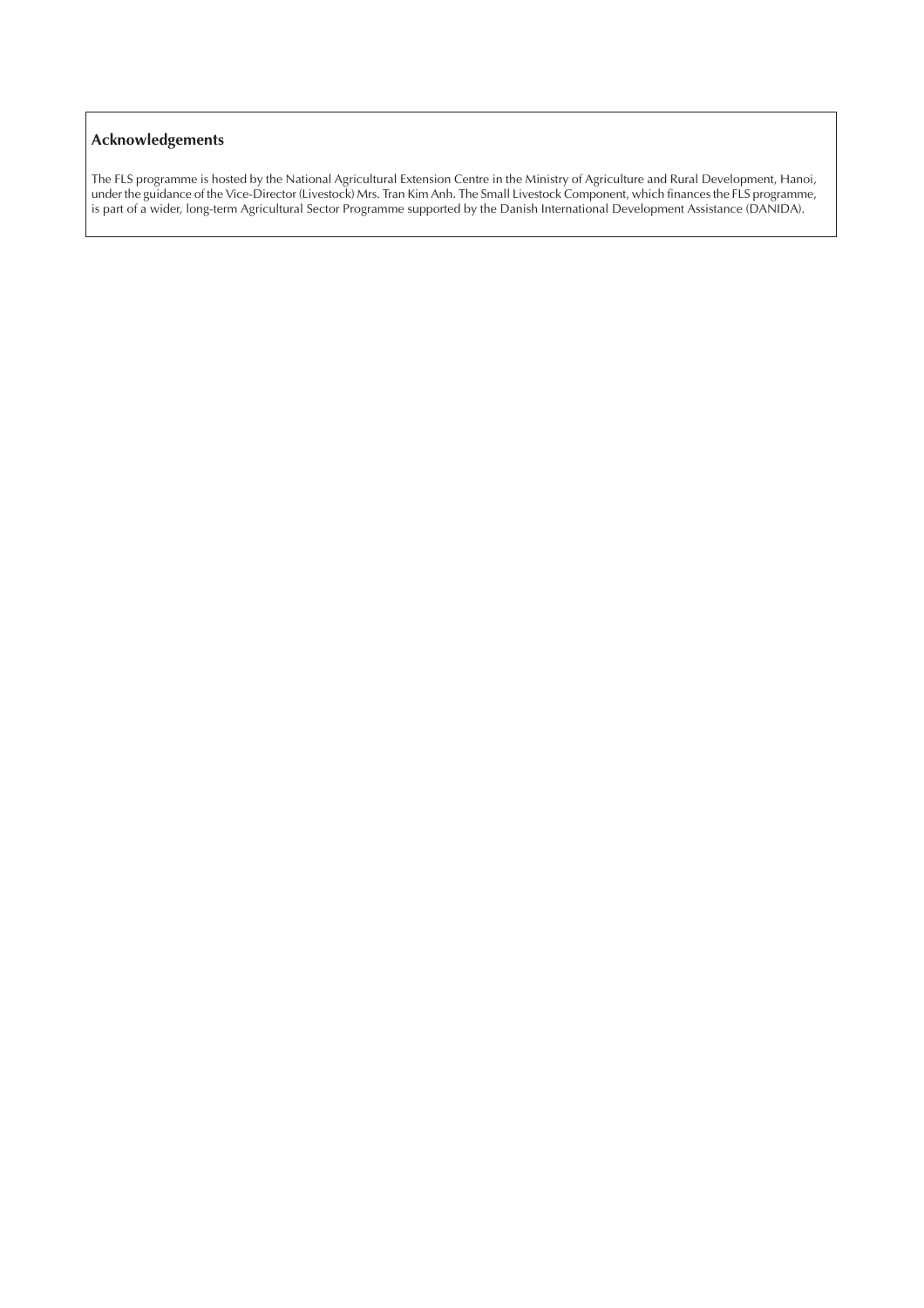## Acknowledgements

The FLS programme is hosted by the National Agricultural Extension Centre in the Ministry of Agriculture and Rural Development, Hanoi, under the guidance of the Vice-Director (Livestock) Mrs. Tran Kim Anh. The Small Livestock Component, which finances the FLS programme, is part of a wider, long-term Agricultural Sector Programme supported by the Danish International Development Assistance (DANIDA).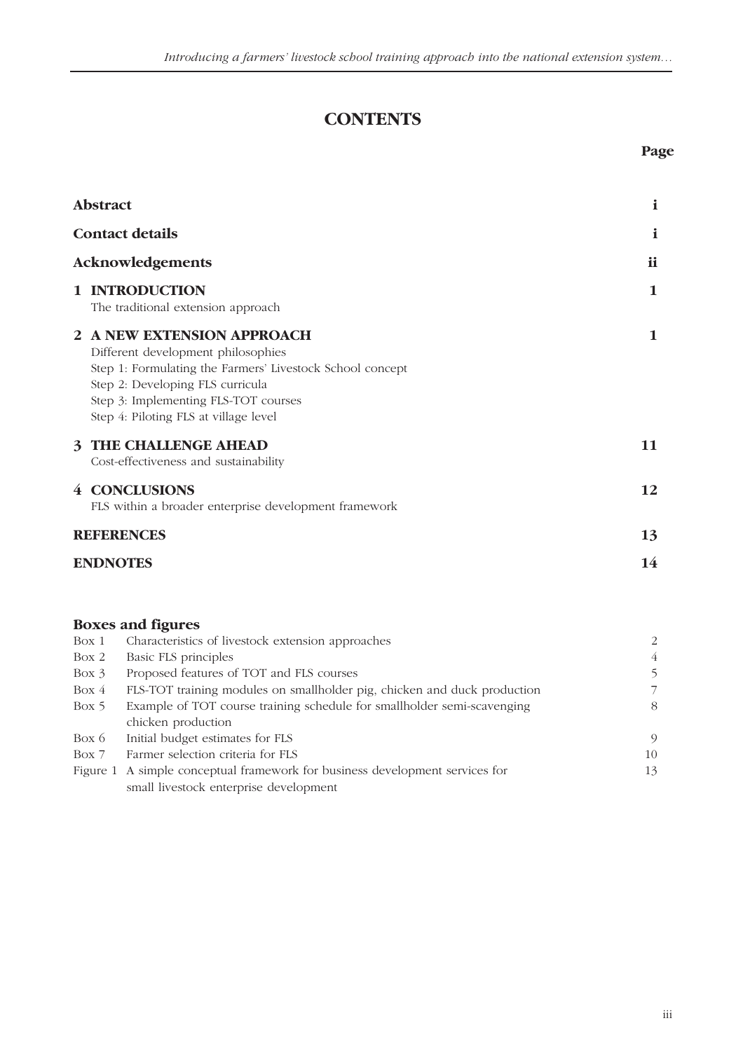# CONTENTS

| | Page |
|---|---|
| **Abstract** | **i** |
| **Contact details** | **i** |
| **Acknowledgements** | **ii** |
| **1 INTRODUCTION**<br>The traditional extension approach | **1** |
| **2 A NEW EXTENSION APPROACH**<br>Different development philosophies<br>Step 1: Formulating the Farmers' Livestock School concept<br>Step 2: Developing FLS curricula<br>Step 3: Implementing FLS-TOT courses<br>Step 4: Piloting FLS at village level | **1** |
| **3 THE CHALLENGE AHEAD**<br>Cost-effectiveness and sustainability | **11** |
| **4 CONCLUSIONS**<br>FLS within a broader enterprise development framework | **12** |
| **REFERENCES** | **13** |
| **ENDNOTES** | **14** |

## Boxes and figures

| | | |
|---|---|---|
| Box 1 | Characteristics of livestock extension approaches | 2 |
| Box 2 | Basic FLS principles | 4 |
| Box 3 | Proposed features of TOT and FLS courses | 5 |
| Box 4 | FLS-TOT training modules on smallholder pig, chicken and duck production | 7 |
| Box 5 | Example of TOT course training schedule for smallholder semi-scavenging chicken production | 8 |
| Box 6 | Initial budget estimates for FLS | 9 |
| Box 7 | Farmer selection criteria for FLS | 10 |
| Figure 1 | A simple conceptual framework for business development services for small livestock enterprise development | 13 |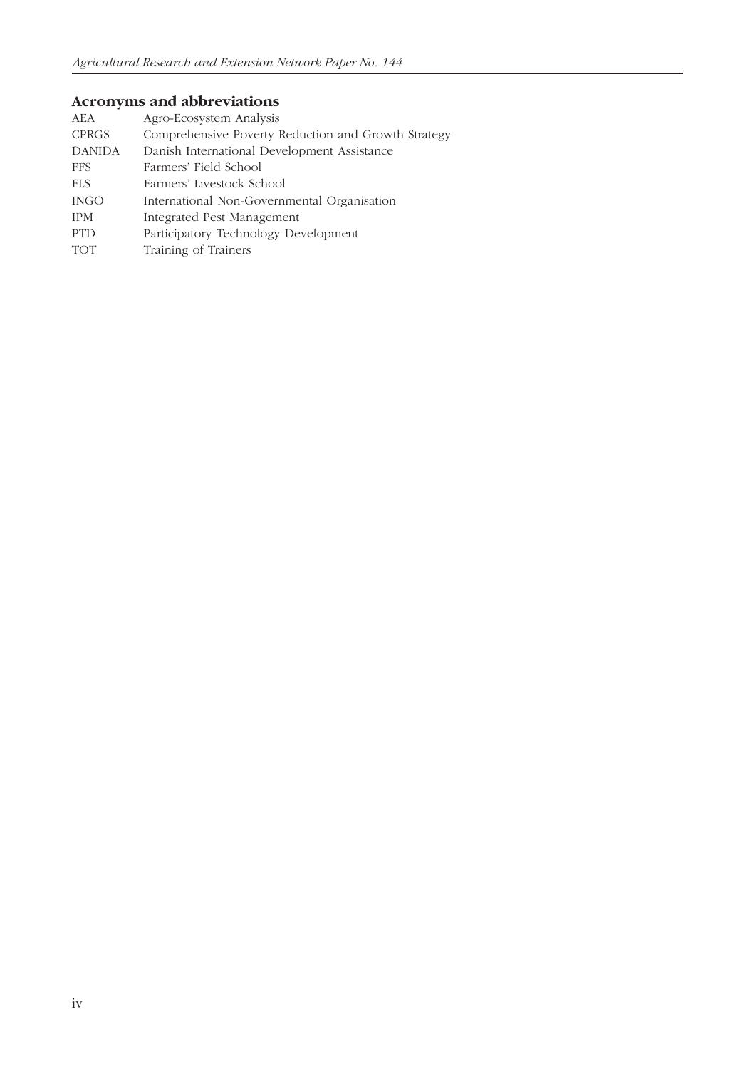## Acronyms and abbreviations

| | |
|---|---|
| AEA | Agro-Ecosystem Analysis |
| CPRGS | Comprehensive Poverty Reduction and Growth Strategy |
| DANIDA | Danish International Development Assistance |
| FFS | Farmers' Field School |
| FLS | Farmers' Livestock School |
| INGO | International Non-Governmental Organisation |
| IPM | Integrated Pest Management |
| PTD | Participatory Technology Development |
| TOT | Training of Trainers |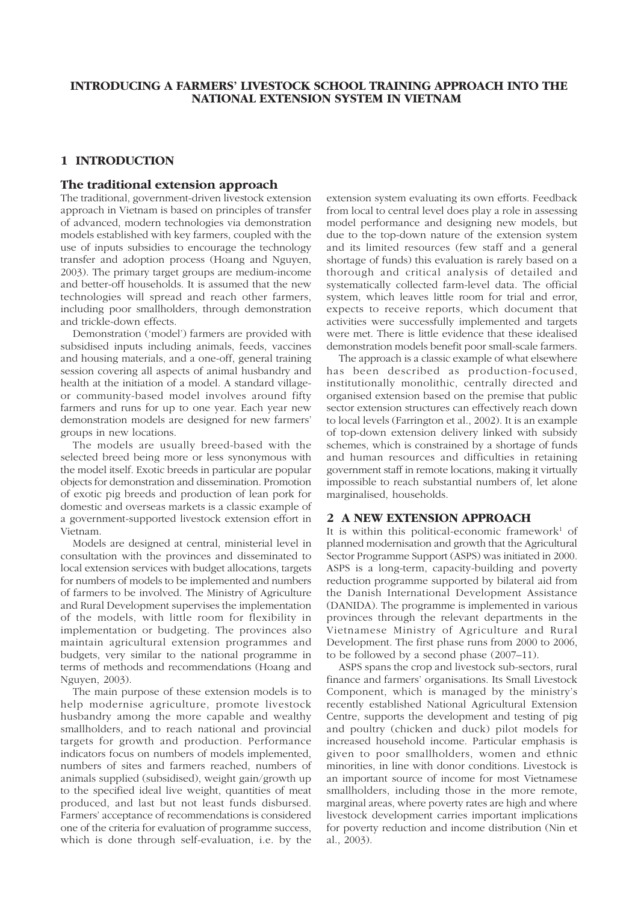# INTRODUCING A FARMERS' LIVESTOCK SCHOOL TRAINING APPROACH INTO THE NATIONAL EXTENSION SYSTEM IN VIETNAM

## 1 INTRODUCTION

### The traditional extension approach

The traditional, government-driven livestock extension approach in Vietnam is based on principles of transfer of advanced, modern technologies via demonstration models established with key farmers, coupled with the use of inputs subsidies to encourage the technology transfer and adoption process (Hoang and Nguyen, 2003). The primary target groups are medium-income and better-off households. It is assumed that the new technologies will spread and reach other farmers, including poor smallholders, through demonstration and trickle-down effects.

Demonstration ('model') farmers are provided with subsidised inputs including animals, feeds, vaccines and housing materials, and a one-off, general training session covering all aspects of animal husbandry and health at the initiation of a model. A standard village- or community-based model involves around fifty farmers and runs for up to one year. Each year new demonstration models are designed for new farmers' groups in new locations.

The models are usually breed-based with the selected breed being more or less synonymous with the model itself. Exotic breeds in particular are popular objects for demonstration and dissemination. Promotion of exotic pig breeds and production of lean pork for domestic and overseas markets is a classic example of a government-supported livestock extension effort in Vietnam.

Models are designed at central, ministerial level in consultation with the provinces and disseminated to local extension services with budget allocations, targets for numbers of models to be implemented and numbers of farmers to be involved. The Ministry of Agriculture and Rural Development supervises the implementation of the models, with little room for flexibility in implementation or budgeting. The provinces also maintain agricultural extension programmes and budgets, very similar to the national programme in terms of methods and recommendations (Hoang and Nguyen, 2003).

The main purpose of these extension models is to help modernise agriculture, promote livestock husbandry among the more capable and wealthy smallholders, and to reach national and provincial targets for growth and production. Performance indicators focus on numbers of models implemented, numbers of sites and farmers reached, numbers of animals supplied (subsidised), weight gain/growth up to the specified ideal live weight, quantities of meat produced, and last but not least funds disbursed. Farmers' acceptance of recommendations is considered one of the criteria for evaluation of programme success, which is done through self-evaluation, i.e. by the extension system evaluating its own efforts. Feedback from local to central level does play a role in assessing model performance and designing new models, but due to the top-down nature of the extension system and its limited resources (few staff and a general shortage of funds) this evaluation is rarely based on a thorough and critical analysis of detailed and systematically collected farm-level data. The official system, which leaves little room for trial and error, expects to receive reports, which document that activities were successfully implemented and targets were met. There is little evidence that these idealised demonstration models benefit poor small-scale farmers.

The approach is a classic example of what elsewhere has been described as production-focused, institutionally monolithic, centrally directed and organised extension based on the premise that public sector extension structures can effectively reach down to local levels (Farrington et al., 2002). It is an example of top-down extension delivery linked with subsidy schemes, which is constrained by a shortage of funds and human resources and difficulties in retaining government staff in remote locations, making it virtually impossible to reach substantial numbers of, let alone marginalised, households.

## 2 A NEW EXTENSION APPROACH

It is within this political-economic framework[1] of planned modernisation and growth that the Agricultural Sector Programme Support (ASPS) was initiated in 2000. ASPS is a long-term, capacity-building and poverty reduction programme supported by bilateral aid from the Danish International Development Assistance (DANIDA). The programme is implemented in various provinces through the relevant departments in the Vietnamese Ministry of Agriculture and Rural Development. The first phase runs from 2000 to 2006, to be followed by a second phase (2007–11).

ASPS spans the crop and livestock sub-sectors, rural finance and farmers' organisations. Its Small Livestock Component, which is managed by the ministry's recently established National Agricultural Extension Centre, supports the development and testing of pig and poultry (chicken and duck) pilot models for increased household income. Particular emphasis is given to poor smallholders, women and ethnic minorities, in line with donor conditions. Livestock is an important source of income for most Vietnamese smallholders, including those in the more remote, marginal areas, where poverty rates are high and where livestock development carries important implications for poverty reduction and income distribution (Nin et al., 2003).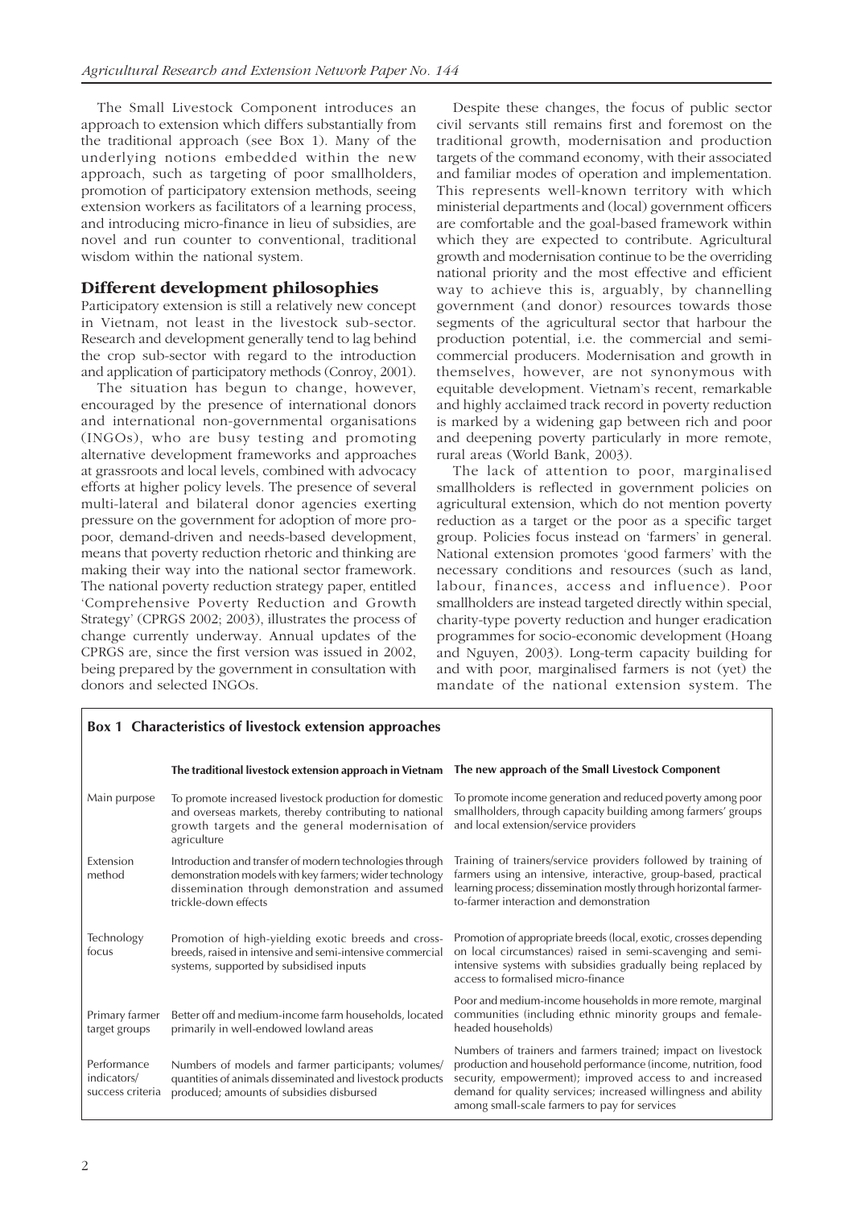The Small Livestock Component introduces an approach to extension which differs substantially from the traditional approach (see Box 1). Many of the underlying notions embedded within the new approach, such as targeting of poor smallholders, promotion of participatory extension methods, seeing extension workers as facilitators of a learning process, and introducing micro-finance in lieu of subsidies, are novel and run counter to conventional, traditional wisdom within the national system.

## Different development philosophies

Participatory extension is still a relatively new concept in Vietnam, not least in the livestock sub-sector. Research and development generally tend to lag behind the crop sub-sector with regard to the introduction and application of participatory methods (Conroy, 2001).

The situation has begun to change, however, encouraged by the presence of international donors and international non-governmental organisations (INGOs), who are busy testing and promoting alternative development frameworks and approaches at grassroots and local levels, combined with advocacy efforts at higher policy levels. The presence of several multi-lateral and bilateral donor agencies exerting pressure on the government for adoption of more pro-poor, demand-driven and needs-based development, means that poverty reduction rhetoric and thinking are making their way into the national sector framework. The national poverty reduction strategy paper, entitled 'Comprehensive Poverty Reduction and Growth Strategy' (CPRGS 2002; 2003), illustrates the process of change currently underway. Annual updates of the CPRGS are, since the first version was issued in 2002, being prepared by the government in consultation with donors and selected INGOs.

Despite these changes, the focus of public sector civil servants still remains first and foremost on the traditional growth, modernisation and production targets of the command economy, with their associated and familiar modes of operation and implementation. This represents well-known territory with which ministerial departments and (local) government officers are comfortable and the goal-based framework within which they are expected to contribute. Agricultural growth and modernisation continue to be the overriding national priority and the most effective and efficient way to achieve this is, arguably, by channelling government (and donor) resources towards those segments of the agricultural sector that harbour the production potential, i.e. the commercial and semi-commercial producers. Modernisation and growth in themselves, however, are not synonymous with equitable development. Vietnam's recent, remarkable and highly acclaimed track record in poverty reduction is marked by a widening gap between rich and poor and deepening poverty particularly in more remote, rural areas (World Bank, 2003).

The lack of attention to poor, marginalised smallholders is reflected in government policies on agricultural extension, which do not mention poverty reduction as a target or the poor as a specific target group. Policies focus instead on 'farmers' in general. National extension promotes 'good farmers' with the necessary conditions and resources (such as land, labour, finances, access and influence). Poor smallholders are instead targeted directly within special, charity-type poverty reduction and hunger eradication programmes for socio-economic development (Hoang and Nguyen, 2003). Long-term capacity building for and with poor, marginalised farmers is not (yet) the mandate of the national extension system. The

**Box 1 Characteristics of livestock extension approaches**

| | The traditional livestock extension approach in Vietnam | The new approach of the Small Livestock Component |
|---|---|---|
| Main purpose | To promote increased livestock production for domestic and overseas markets, thereby contributing to national growth targets and the general modernisation of agriculture | To promote income generation and reduced poverty among poor smallholders, through capacity building among farmers' groups and local extension/service providers |
| Extension method | Introduction and transfer of modern technologies through demonstration models with key farmers; wider technology dissemination through demonstration and assumed trickle-down effects | Training of trainers/service providers followed by training of farmers using an intensive, interactive, group-based, practical learning process; dissemination mostly through horizontal farmer-to-farmer interaction and demonstration |
| Technology focus | Promotion of high-yielding exotic breeds and cross-breeds, raised in intensive and semi-intensive commercial systems, supported by subsidised inputs | Promotion of appropriate breeds (local, exotic, crosses depending on local circumstances) raised in semi-scavenging and semi-intensive systems with subsidies gradually being replaced by access to formalised micro-finance |
| Primary farmer target groups | Better off and medium-income farm households, located primarily in well-endowed lowland areas | Poor and medium-income households in more remote, marginal communities (including ethnic minority groups and female-headed households) |
| Performance indicators/ success criteria | Numbers of models and farmer participants; volumes/ quantities of animals disseminated and livestock products produced; amounts of subsidies disbursed | Numbers of trainers and farmers trained; impact on livestock production and household performance (income, nutrition, food security, empowerment); improved access to and increased demand for quality services; increased willingness and ability among small-scale farmers to pay for services |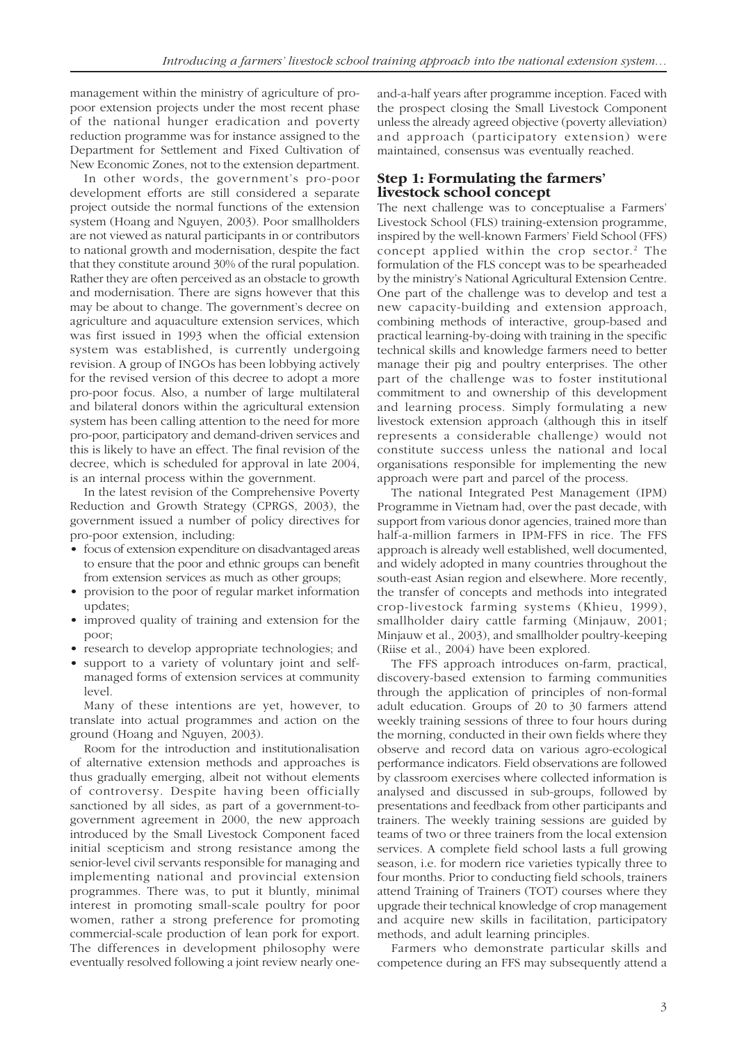management within the ministry of agriculture of pro-poor extension projects under the most recent phase of the national hunger eradication and poverty reduction programme was for instance assigned to the Department for Settlement and Fixed Cultivation of New Economic Zones, not to the extension department.

In other words, the government's pro-poor development efforts are still considered a separate project outside the normal functions of the extension system (Hoang and Nguyen, 2003). Poor smallholders are not viewed as natural participants in or contributors to national growth and modernisation, despite the fact that they constitute around 30% of the rural population. Rather they are often perceived as an obstacle to growth and modernisation. There are signs however that this may be about to change. The government's decree on agriculture and aquaculture extension services, which was first issued in 1993 when the official extension system was established, is currently undergoing revision. A group of INGOs has been lobbying actively for the revised version of this decree to adopt a more pro-poor focus. Also, a number of large multilateral and bilateral donors within the agricultural extension system has been calling attention to the need for more pro-poor, participatory and demand-driven services and this is likely to have an effect. The final revision of the decree, which is scheduled for approval in late 2004, is an internal process within the government.

In the latest revision of the Comprehensive Poverty Reduction and Growth Strategy (CPRGS, 2003), the government issued a number of policy directives for pro-poor extension, including:

- focus of extension expenditure on disadvantaged areas to ensure that the poor and ethnic groups can benefit from extension services as much as other groups;
- provision to the poor of regular market information updates;
- improved quality of training and extension for the poor;
- research to develop appropriate technologies; and
- support to a variety of voluntary joint and self-managed forms of extension services at community level.

Many of these intentions are yet, however, to translate into actual programmes and action on the ground (Hoang and Nguyen, 2003).

Room for the introduction and institutionalisation of alternative extension methods and approaches is thus gradually emerging, albeit not without elements of controversy. Despite having been officially sanctioned by all sides, as part of a government-to-government agreement in 2000, the new approach introduced by the Small Livestock Component faced initial scepticism and strong resistance among the senior-level civil servants responsible for managing and implementing national and provincial extension programmes. There was, to put it bluntly, minimal interest in promoting small-scale poultry for poor women, rather a strong preference for promoting commercial-scale production of lean pork for export. The differences in development philosophy were eventually resolved following a joint review nearly one-and-a-half years after programme inception. Faced with the prospect closing the Small Livestock Component unless the already agreed objective (poverty alleviation) and approach (participatory extension) were maintained, consensus was eventually reached.

## Step 1: Formulating the farmers' livestock school concept

The next challenge was to conceptualise a Farmers' Livestock School (FLS) training-extension programme, inspired by the well-known Farmers' Field School (FFS) concept applied within the crop sector.[2] The formulation of the FLS concept was to be spearheaded by the ministry's National Agricultural Extension Centre. One part of the challenge was to develop and test a new capacity-building and extension approach, combining methods of interactive, group-based and practical learning-by-doing with training in the specific technical skills and knowledge farmers need to better manage their pig and poultry enterprises. The other part of the challenge was to foster institutional commitment to and ownership of this development and learning process. Simply formulating a new livestock extension approach (although this in itself represents a considerable challenge) would not constitute success unless the national and local organisations responsible for implementing the new approach were part and parcel of the process.

The national Integrated Pest Management (IPM) Programme in Vietnam had, over the past decade, with support from various donor agencies, trained more than half-a-million farmers in IPM-FFS in rice. The FFS approach is already well established, well documented, and widely adopted in many countries throughout the south-east Asian region and elsewhere. More recently, the transfer of concepts and methods into integrated crop-livestock farming systems (Khieu, 1999), smallholder dairy cattle farming (Minjauw, 2001; Minjauw et al., 2003), and smallholder poultry-keeping (Riise et al., 2004) have been explored.

The FFS approach introduces on-farm, practical, discovery-based extension to farming communities through the application of principles of non-formal adult education. Groups of 20 to 30 farmers attend weekly training sessions of three to four hours during the morning, conducted in their own fields where they observe and record data on various agro-ecological performance indicators. Field observations are followed by classroom exercises where collected information is analysed and discussed in sub-groups, followed by presentations and feedback from other participants and trainers. The weekly training sessions are guided by teams of two or three trainers from the local extension services. A complete field school lasts a full growing season, i.e. for modern rice varieties typically three to four months. Prior to conducting field schools, trainers attend Training of Trainers (TOT) courses where they upgrade their technical knowledge of crop management and acquire new skills in facilitation, participatory methods, and adult learning principles.

Farmers who demonstrate particular skills and competence during an FFS may subsequently attend a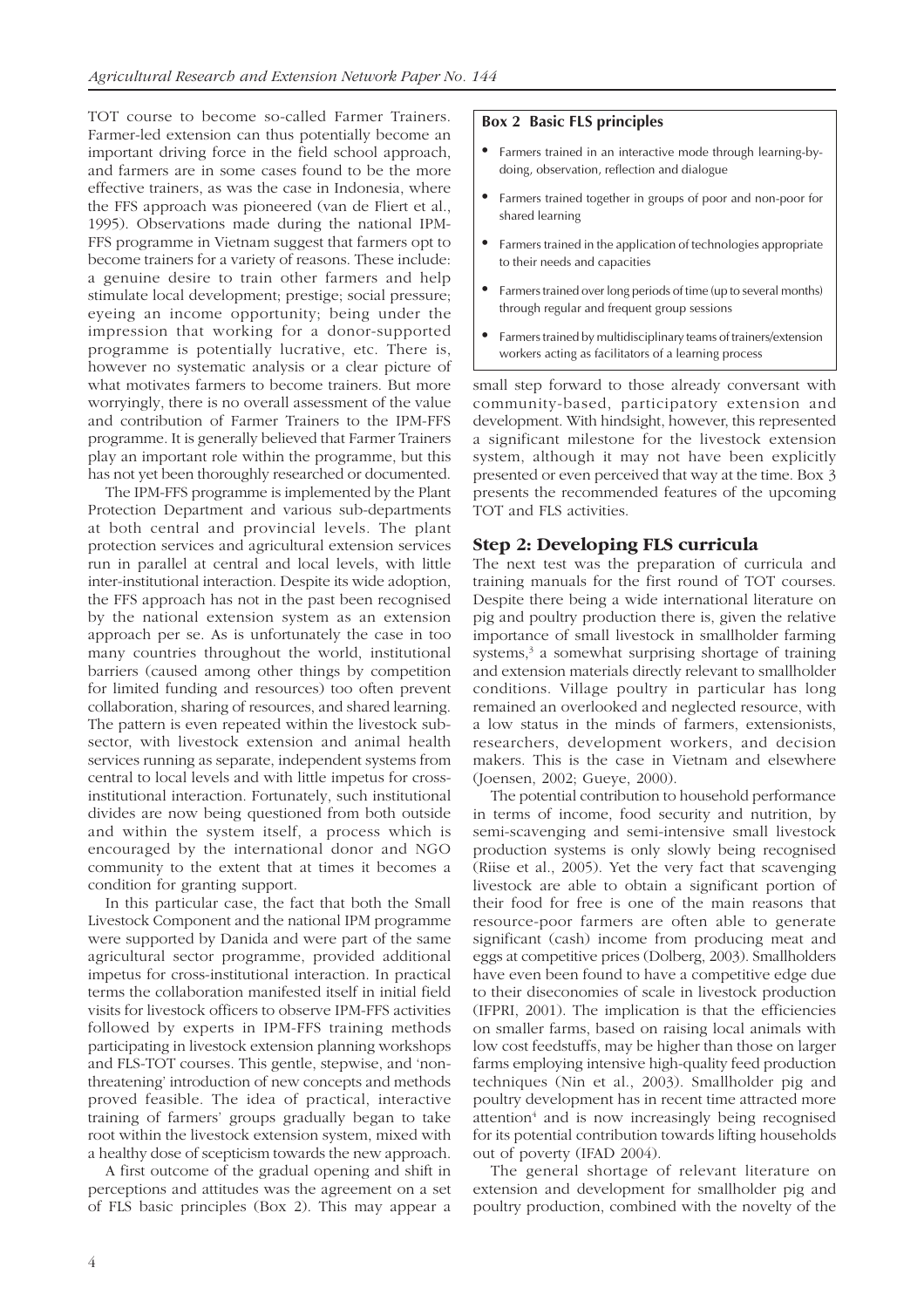TOT course to become so-called Farmer Trainers. Farmer-led extension can thus potentially become an important driving force in the field school approach, and farmers are in some cases found to be the more effective trainers, as was the case in Indonesia, where the FFS approach was pioneered (van de Fliert et al., 1995). Observations made during the national IPM-FFS programme in Vietnam suggest that farmers opt to become trainers for a variety of reasons. These include: a genuine desire to train other farmers and help stimulate local development; prestige; social pressure; eyeing an income opportunity; being under the impression that working for a donor-supported programme is potentially lucrative, etc. There is, however no systematic analysis or a clear picture of what motivates farmers to become trainers. But more worryingly, there is no overall assessment of the value and contribution of Farmer Trainers to the IPM-FFS programme. It is generally believed that Farmer Trainers play an important role within the programme, but this has not yet been thoroughly researched or documented.

The IPM-FFS programme is implemented by the Plant Protection Department and various sub-departments at both central and provincial levels. The plant protection services and agricultural extension services run in parallel at central and local levels, with little inter-institutional interaction. Despite its wide adoption, the FFS approach has not in the past been recognised by the national extension system as an extension approach per se. As is unfortunately the case in too many countries throughout the world, institutional barriers (caused among other things by competition for limited funding and resources) too often prevent collaboration, sharing of resources, and shared learning. The pattern is even repeated within the livestock sub-sector, with livestock extension and animal health services running as separate, independent systems from central to local levels and with little impetus for cross-institutional interaction. Fortunately, such institutional divides are now being questioned from both outside and within the system itself, a process which is encouraged by the international donor and NGO community to the extent that at times it becomes a condition for granting support.

In this particular case, the fact that both the Small Livestock Component and the national IPM programme were supported by Danida and were part of the same agricultural sector programme, provided additional impetus for cross-institutional interaction. In practical terms the collaboration manifested itself in initial field visits for livestock officers to observe IPM-FFS activities followed by experts in IPM-FFS training methods participating in livestock extension planning workshops and FLS-TOT courses. This gentle, stepwise, and 'non-threatening' introduction of new concepts and methods proved feasible. The idea of practical, interactive training of farmers' groups gradually began to take root within the livestock extension system, mixed with a healthy dose of scepticism towards the new approach.

A first outcome of the gradual opening and shift in perceptions and attitudes was the agreement on a set of FLS basic principles (Box 2). This may appear a small step forward to those already conversant with community-based, participatory extension and development. With hindsight, however, this represented a significant milestone for the livestock extension system, although it may not have been explicitly presented or even perceived that way at the time. Box 3 presents the recommended features of the upcoming TOT and FLS activities.

**Box 2 Basic FLS principles**

- Farmers trained in an interactive mode through learning-by-doing, observation, reflection and dialogue
- Farmers trained together in groups of poor and non-poor for shared learning
- Farmers trained in the application of technologies appropriate to their needs and capacities
- Farmers trained over long periods of time (up to several months) through regular and frequent group sessions
- Farmers trained by multidisciplinary teams of trainers/extension workers acting as facilitators of a learning process

## Step 2: Developing FLS curricula

The next test was the preparation of curricula and training manuals for the first round of TOT courses. Despite there being a wide international literature on pig and poultry production there is, given the relative importance of small livestock in smallholder farming systems,[3] a somewhat surprising shortage of training and extension materials directly relevant to smallholder conditions. Village poultry in particular has long remained an overlooked and neglected resource, with a low status in the minds of farmers, extensionists, researchers, development workers, and decision makers. This is the case in Vietnam and elsewhere (Joensen, 2002; Gueye, 2000).

The potential contribution to household performance in terms of income, food security and nutrition, by semi-scavenging and semi-intensive small livestock production systems is only slowly being recognised (Riise et al., 2005). Yet the very fact that scavenging livestock are able to obtain a significant portion of their food for free is one of the main reasons that resource-poor farmers are often able to generate significant (cash) income from producing meat and eggs at competitive prices (Dolberg, 2003). Smallholders have even been found to have a competitive edge due to their diseconomies of scale in livestock production (IFPRI, 2001). The implication is that the efficiencies on smaller farms, based on raising local animals with low cost feedstuffs, may be higher than those on larger farms employing intensive high-quality feed production techniques (Nin et al., 2003). Smallholder pig and poultry development has in recent time attracted more attention[4] and is now increasingly being recognised for its potential contribution towards lifting households out of poverty (IFAD 2004).

The general shortage of relevant literature on extension and development for smallholder pig and poultry production, combined with the novelty of the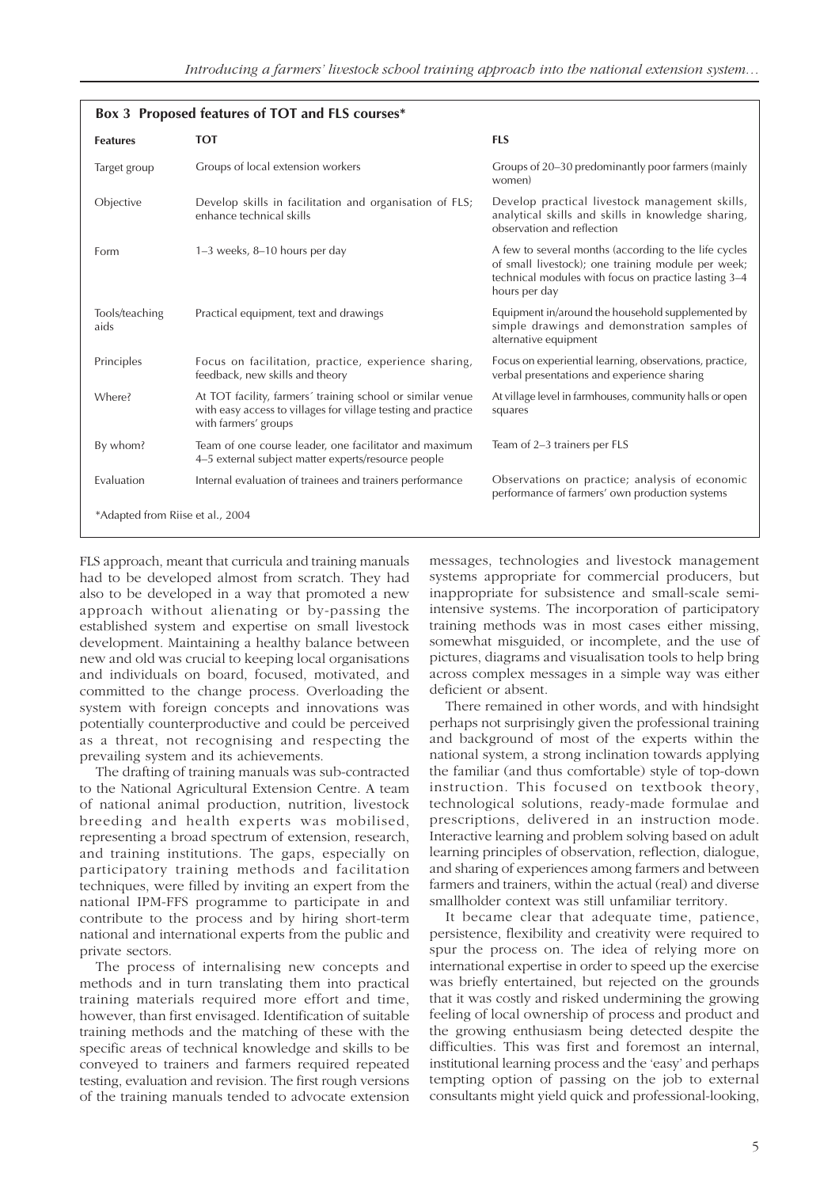**Box 3 Proposed features of TOT and FLS courses***

| Features | TOT | FLS |
|---|---|---|
| Target group | Groups of local extension workers | Groups of 20–30 predominantly poor farmers (mainly women) |
| Objective | Develop skills in facilitation and organisation of FLS; enhance technical skills | Develop practical livestock management skills, analytical skills and skills in knowledge sharing, observation and reflection |
| Form | 1–3 weeks, 8–10 hours per day | A few to several months (according to the life cycles of small livestock); one training module per week; technical modules with focus on practice lasting 3–4 hours per day |
| Tools/teaching aids | Practical equipment, text and drawings | Equipment in/around the household supplemented by simple drawings and demonstration samples of alternative equipment |
| Principles | Focus on facilitation, practice, experience sharing, feedback, new skills and theory | Focus on experiential learning, observations, practice, verbal presentations and experience sharing |
| Where? | At TOT facility, farmers´ training school or similar venue with easy access to villages for village testing and practice with farmers' groups | At village level in farmhouses, community halls or open squares |
| By whom? | Team of one course leader, one facilitator and maximum 4–5 external subject matter experts/resource people | Team of 2–3 trainers per FLS |
| Evaluation | Internal evaluation of trainees and trainers performance | Observations on practice; analysis of economic performance of farmers' own production systems |

*Adapted from Riise et al., 2004

FLS approach, meant that curricula and training manuals had to be developed almost from scratch. They had also to be developed in a way that promoted a new approach without alienating or by-passing the established system and expertise on small livestock development. Maintaining a healthy balance between new and old was crucial to keeping local organisations and individuals on board, focused, motivated, and committed to the change process. Overloading the system with foreign concepts and innovations was potentially counterproductive and could be perceived as a threat, not recognising and respecting the prevailing system and its achievements.

The drafting of training manuals was sub-contracted to the National Agricultural Extension Centre. A team of national animal production, nutrition, livestock breeding and health experts was mobilised, representing a broad spectrum of extension, research, and training institutions. The gaps, especially on participatory training methods and facilitation techniques, were filled by inviting an expert from the national IPM-FFS programme to participate in and contribute to the process and by hiring short-term national and international experts from the public and private sectors.

The process of internalising new concepts and methods and in turn translating them into practical training materials required more effort and time, however, than first envisaged. Identification of suitable training methods and the matching of these with the specific areas of technical knowledge and skills to be conveyed to trainers and farmers required repeated testing, evaluation and revision. The first rough versions of the training manuals tended to advocate extension messages, technologies and livestock management systems appropriate for commercial producers, but inappropriate for subsistence and small-scale semi-intensive systems. The incorporation of participatory training methods was in most cases either missing, somewhat misguided, or incomplete, and the use of pictures, diagrams and visualisation tools to help bring across complex messages in a simple way was either deficient or absent.

There remained in other words, and with hindsight perhaps not surprisingly given the professional training and background of most of the experts within the national system, a strong inclination towards applying the familiar (and thus comfortable) style of top-down instruction. This focused on textbook theory, technological solutions, ready-made formulae and prescriptions, delivered in an instruction mode. Interactive learning and problem solving based on adult learning principles of observation, reflection, dialogue, and sharing of experiences among farmers and between farmers and trainers, within the actual (real) and diverse smallholder context was still unfamiliar territory.

It became clear that adequate time, patience, persistence, flexibility and creativity were required to spur the process on. The idea of relying more on international expertise in order to speed up the exercise was briefly entertained, but rejected on the grounds that it was costly and risked undermining the growing feeling of local ownership of process and product and the growing enthusiasm being detected despite the difficulties. This was first and foremost an internal, institutional learning process and the 'easy' and perhaps tempting option of passing on the job to external consultants might yield quick and professional-looking,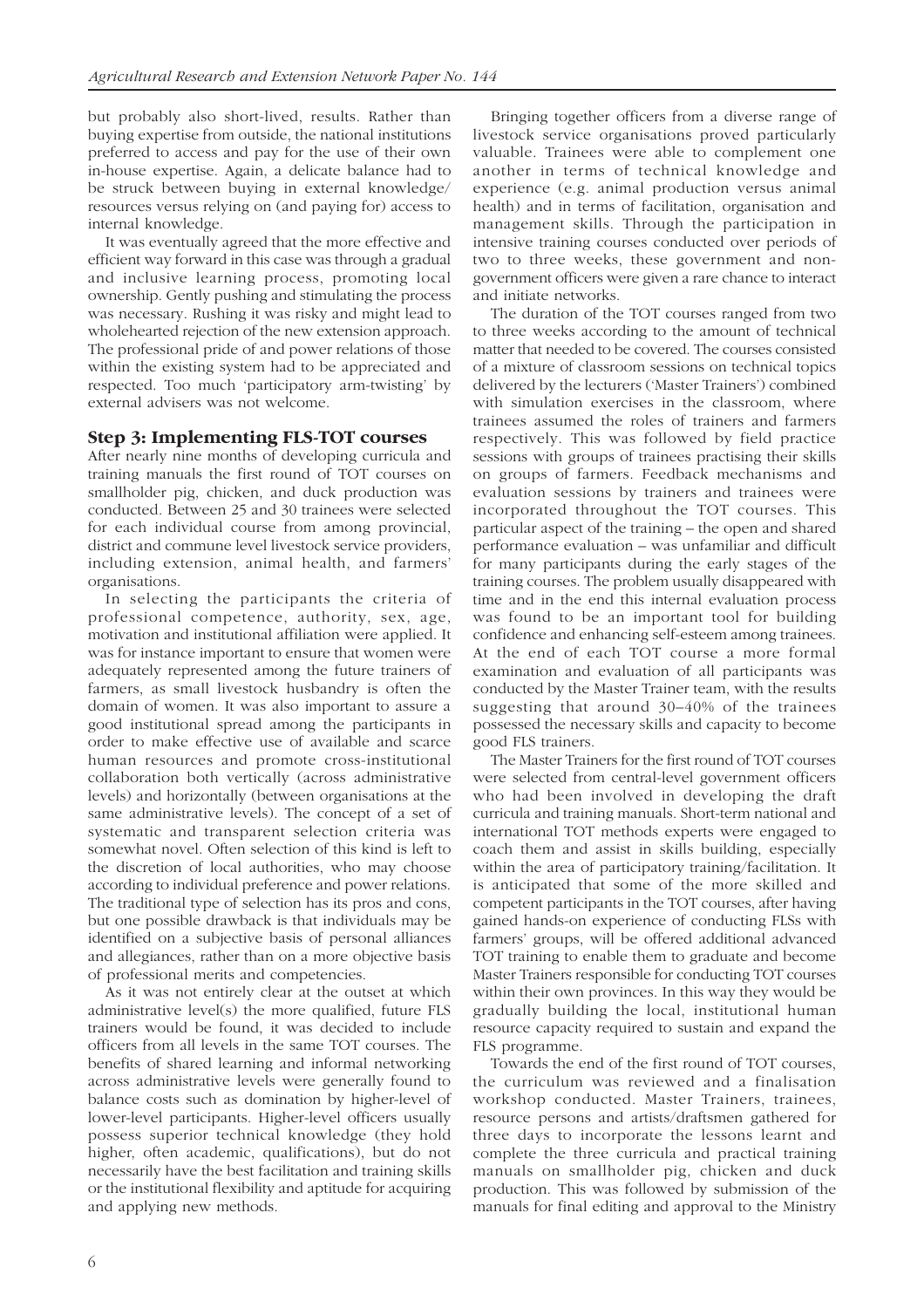but probably also short-lived, results. Rather than buying expertise from outside, the national institutions preferred to access and pay for the use of their own in-house expertise. Again, a delicate balance had to be struck between buying in external knowledge/resources versus relying on (and paying for) access to internal knowledge.

It was eventually agreed that the more effective and efficient way forward in this case was through a gradual and inclusive learning process, promoting local ownership. Gently pushing and stimulating the process was necessary. Rushing it was risky and might lead to wholehearted rejection of the new extension approach. The professional pride of and power relations of those within the existing system had to be appreciated and respected. Too much 'participatory arm-twisting' by external advisers was not welcome.

### Step 3: Implementing FLS-TOT courses

After nearly nine months of developing curricula and training manuals the first round of TOT courses on smallholder pig, chicken, and duck production was conducted. Between 25 and 30 trainees were selected for each individual course from among provincial, district and commune level livestock service providers, including extension, animal health, and farmers' organisations.

In selecting the participants the criteria of professional competence, authority, sex, age, motivation and institutional affiliation were applied. It was for instance important to ensure that women were adequately represented among the future trainers of farmers, as small livestock husbandry is often the domain of women. It was also important to assure a good institutional spread among the participants in order to make effective use of available and scarce human resources and promote cross-institutional collaboration both vertically (across administrative levels) and horizontally (between organisations at the same administrative levels). The concept of a set of systematic and transparent selection criteria was somewhat novel. Often selection of this kind is left to the discretion of local authorities, who may choose according to individual preference and power relations. The traditional type of selection has its pros and cons, but one possible drawback is that individuals may be identified on a subjective basis of personal alliances and allegiances, rather than on a more objective basis of professional merits and competencies.

As it was not entirely clear at the outset at which administrative level(s) the more qualified, future FLS trainers would be found, it was decided to include officers from all levels in the same TOT courses. The benefits of shared learning and informal networking across administrative levels were generally found to balance costs such as domination by higher-level of lower-level participants. Higher-level officers usually possess superior technical knowledge (they hold higher, often academic, qualifications), but do not necessarily have the best facilitation and training skills or the institutional flexibility and aptitude for acquiring and applying new methods.

Bringing together officers from a diverse range of livestock service organisations proved particularly valuable. Trainees were able to complement one another in terms of technical knowledge and experience (e.g. animal production versus animal health) and in terms of facilitation, organisation and management skills. Through the participation in intensive training courses conducted over periods of two to three weeks, these government and non-government officers were given a rare chance to interact and initiate networks.

The duration of the TOT courses ranged from two to three weeks according to the amount of technical matter that needed to be covered. The courses consisted of a mixture of classroom sessions on technical topics delivered by the lecturers ('Master Trainers') combined with simulation exercises in the classroom, where trainees assumed the roles of trainers and farmers respectively. This was followed by field practice sessions with groups of trainees practising their skills on groups of farmers. Feedback mechanisms and evaluation sessions by trainers and trainees were incorporated throughout the TOT courses. This particular aspect of the training – the open and shared performance evaluation – was unfamiliar and difficult for many participants during the early stages of the training courses. The problem usually disappeared with time and in the end this internal evaluation process was found to be an important tool for building confidence and enhancing self-esteem among trainees. At the end of each TOT course a more formal examination and evaluation of all participants was conducted by the Master Trainer team, with the results suggesting that around 30–40% of the trainees possessed the necessary skills and capacity to become good FLS trainers.

The Master Trainers for the first round of TOT courses were selected from central-level government officers who had been involved in developing the draft curricula and training manuals. Short-term national and international TOT methods experts were engaged to coach them and assist in skills building, especially within the area of participatory training/facilitation. It is anticipated that some of the more skilled and competent participants in the TOT courses, after having gained hands-on experience of conducting FLSs with farmers' groups, will be offered additional advanced TOT training to enable them to graduate and become Master Trainers responsible for conducting TOT courses within their own provinces. In this way they would be gradually building the local, institutional human resource capacity required to sustain and expand the FLS programme.

Towards the end of the first round of TOT courses, the curriculum was reviewed and a finalisation workshop conducted. Master Trainers, trainees, resource persons and artists/draftsmen gathered for three days to incorporate the lessons learnt and complete the three curricula and practical training manuals on smallholder pig, chicken and duck production. This was followed by submission of the manuals for final editing and approval to the Ministry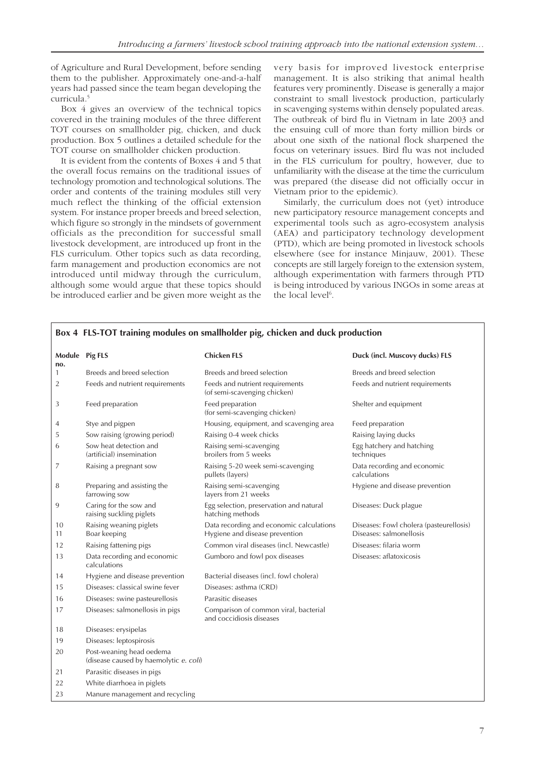of Agriculture and Rural Development, before sending them to the publisher. Approximately one-and-a-half years had passed since the team began developing the curricula.[5]

Box 4 gives an overview of the technical topics covered in the training modules of the three different TOT courses on smallholder pig, chicken, and duck production. Box 5 outlines a detailed schedule for the TOT course on smallholder chicken production.

It is evident from the contents of Boxes 4 and 5 that the overall focus remains on the traditional issues of technology promotion and technological solutions. The order and contents of the training modules still very much reflect the thinking of the official extension system. For instance proper breeds and breed selection, which figure so strongly in the mindsets of government officials as the precondition for successful small livestock development, are introduced up front in the FLS curriculum. Other topics such as data recording, farm management and production economics are not introduced until midway through the curriculum, although some would argue that these topics should be introduced earlier and be given more weight as the very basis for improved livestock enterprise management. It is also striking that animal health features very prominently. Disease is generally a major constraint to small livestock production, particularly in scavenging systems within densely populated areas. The outbreak of bird flu in Vietnam in late 2003 and the ensuing cull of more than forty million birds or about one sixth of the national flock sharpened the focus on veterinary issues. Bird flu was not included in the FLS curriculum for poultry, however, due to unfamiliarity with the disease at the time the curriculum was prepared (the disease did not officially occur in Vietnam prior to the epidemic).

Similarly, the curriculum does not (yet) introduce new participatory resource management concepts and experimental tools such as agro-ecosystem analysis (AEA) and participatory technology development (PTD), which are being promoted in livestock schools elsewhere (see for instance Minjauw, 2001). These concepts are still largely foreign to the extension system, although experimentation with farmers through PTD is being introduced by various INGOs in some areas at the local level[6].

**Box 4 FLS-TOT training modules on smallholder pig, chicken and duck production**

| Module no. | Pig FLS | Chicken FLS | Duck (incl. Muscovy ducks) FLS |
|---|---|---|---|
| 1 | Breeds and breed selection | Breeds and breed selection | Breeds and breed selection |
| 2 | Feeds and nutrient requirements | Feeds and nutrient requirements (of semi-scavenging chicken) | Feeds and nutrient requirements |
| 3 | Feed preparation | Feed preparation (for semi-scavenging chicken) | Shelter and equipment |
| 4 | Stye and pigpen | Housing, equipment, and scavenging area | Feed preparation |
| 5 | Sow raising (growing period) | Raising 0-4 week chicks | Raising laying ducks |
| 6 | Sow heat detection and (artificial) insemination | Raising semi-scavenging broilers from 5 weeks | Egg hatchery and hatching techniques |
| 7 | Raising a pregnant sow | Raising 5-20 week semi-scavenging pullets (layers) | Data recording and economic calculations |
| 8 | Preparing and assisting the farrowing sow | Raising semi-scavenging layers from 21 weeks | Hygiene and disease prevention |
| 9 | Caring for the sow and raising suckling piglets | Egg selection, preservation and natural hatching methods | Diseases: Duck plague |
| 10 | Raising weaning piglets | Data recording and economic calculations | Diseases: Fowl cholera (pasteurellosis) |
| 11 | Boar keeping | Hygiene and disease prevention | Diseases: salmonellosis |
| 12 | Raising fattening pigs | Common viral diseases (incl. Newcastle) | Diseases: filaria worm |
| 13 | Data recording and economic calculations | Gumboro and fowl pox diseases | Diseases: aflatoxicosis |
| 14 | Hygiene and disease prevention | Bacterial diseases (incl. fowl cholera) | |
| 15 | Diseases: classical swine fever | Diseases: asthma (CRD) | |
| 16 | Diseases: swine pasteurellosis | Parasitic diseases | |
| 17 | Diseases: salmonellosis in pigs | Comparison of common viral, bacterial and coccidiosis diseases | |
| 18 | Diseases: erysipelas | | |
| 19 | Diseases: leptospirosis | | |
| 20 | Post-weaning head oedema (disease caused by haemolytic *e. coli*) | | |
| 21 | Parasitic diseases in pigs | | |
| 22 | White diarrhoea in piglets | | |
| 23 | Manure management and recycling | | |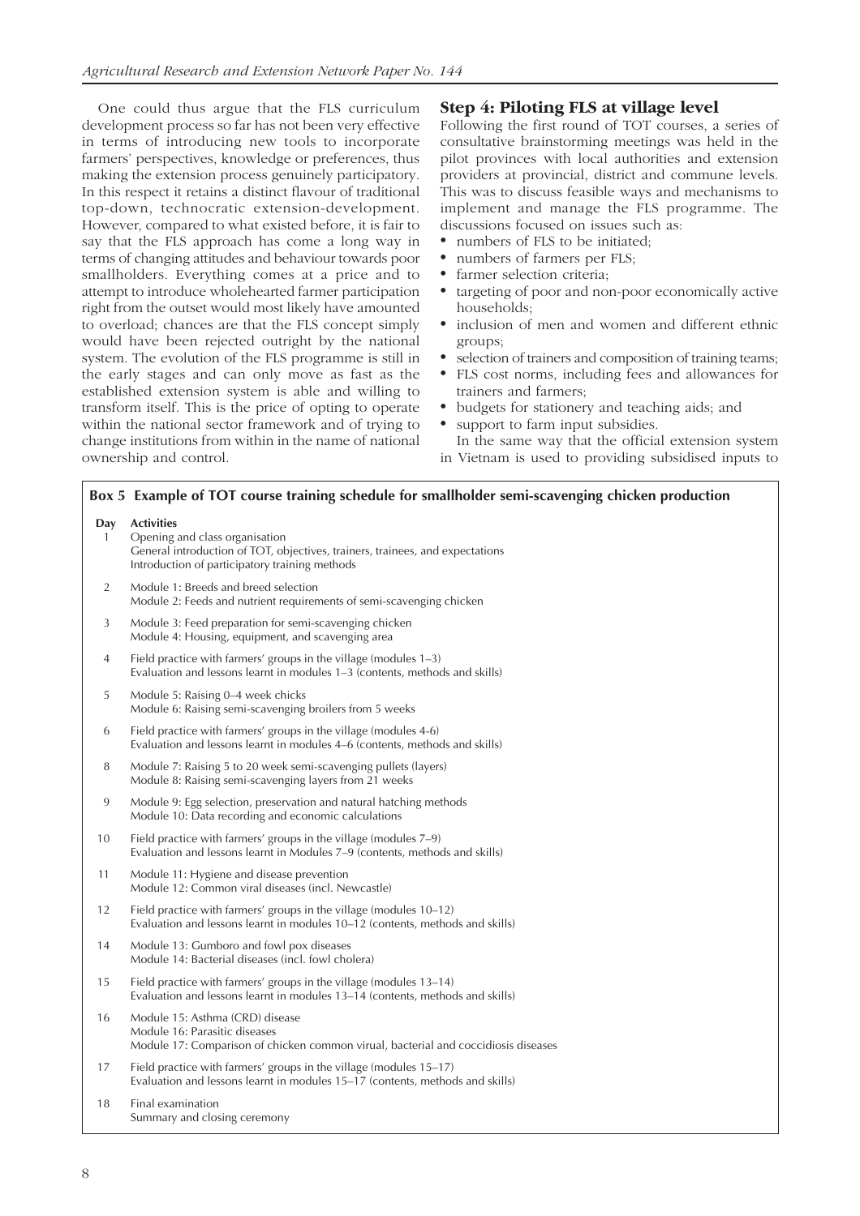One could thus argue that the FLS curriculum development process so far has not been very effective in terms of introducing new tools to incorporate farmers' perspectives, knowledge or preferences, thus making the extension process genuinely participatory. In this respect it retains a distinct flavour of traditional top-down, technocratic extension-development. However, compared to what existed before, it is fair to say that the FLS approach has come a long way in terms of changing attitudes and behaviour towards poor smallholders. Everything comes at a price and to attempt to introduce wholehearted farmer participation right from the outset would most likely have amounted to overload; chances are that the FLS concept simply would have been rejected outright by the national system. The evolution of the FLS programme is still in the early stages and can only move as fast as the established extension system is able and willing to transform itself. This is the price of opting to operate within the national sector framework and of trying to change institutions from within in the name of national ownership and control.

## Step 4: Piloting FLS at village level

Following the first round of TOT courses, a series of consultative brainstorming meetings was held in the pilot provinces with local authorities and extension providers at provincial, district and commune levels. This was to discuss feasible ways and mechanisms to implement and manage the FLS programme. The discussions focused on issues such as:

- numbers of FLS to be initiated;
- numbers of farmers per FLS;
- farmer selection criteria;
- targeting of poor and non-poor economically active households;
- inclusion of men and women and different ethnic groups;
- selection of trainers and composition of training teams;
- FLS cost norms, including fees and allowances for trainers and farmers;
- budgets for stationery and teaching aids; and
- support to farm input subsidies.

In the same way that the official extension system in Vietnam is used to providing subsidised inputs to

**Box 5 Example of TOT course training schedule for smallholder semi-scavenging chicken production**

| Day | Activities |
|---|---|
| 1 | Opening and class organisation<br>General introduction of TOT, objectives, trainers, trainees, and expectations<br>Introduction of participatory training methods |
| 2 | Module 1: Breeds and breed selection<br>Module 2: Feeds and nutrient requirements of semi-scavenging chicken |
| 3 | Module 3: Feed preparation for semi-scavenging chicken<br>Module 4: Housing, equipment, and scavenging area |
| 4 | Field practice with farmers' groups in the village (modules 1–3)<br>Evaluation and lessons learnt in modules 1–3 (contents, methods and skills) |
| 5 | Module 5: Raising 0–4 week chicks<br>Module 6: Raising semi-scavenging broilers from 5 weeks |
| 6 | Field practice with farmers' groups in the village (modules 4-6)<br>Evaluation and lessons learnt in modules 4–6 (contents, methods and skills) |
| 8 | Module 7: Raising 5 to 20 week semi-scavenging pullets (layers)<br>Module 8: Raising semi-scavenging layers from 21 weeks |
| 9 | Module 9: Egg selection, preservation and natural hatching methods<br>Module 10: Data recording and economic calculations |
| 10 | Field practice with farmers' groups in the village (modules 7–9)<br>Evaluation and lessons learnt in Modules 7–9 (contents, methods and skills) |
| 11 | Module 11: Hygiene and disease prevention<br>Module 12: Common viral diseases (incl. Newcastle) |
| 12 | Field practice with farmers' groups in the village (modules 10–12)<br>Evaluation and lessons learnt in modules 10–12 (contents, methods and skills) |
| 14 | Module 13: Gumboro and fowl pox diseases<br>Module 14: Bacterial diseases (incl. fowl cholera) |
| 15 | Field practice with farmers' groups in the village (modules 13–14)<br>Evaluation and lessons learnt in modules 13–14 (contents, methods and skills) |
| 16 | Module 15: Asthma (CRD) disease<br>Module 16: Parasitic diseases<br>Module 17: Comparison of chicken common virual, bacterial and coccidiosis diseases |
| 17 | Field practice with farmers' groups in the village (modules 15–17)<br>Evaluation and lessons learnt in modules 15–17 (contents, methods and skills) |
| 18 | Final examination<br>Summary and closing ceremony |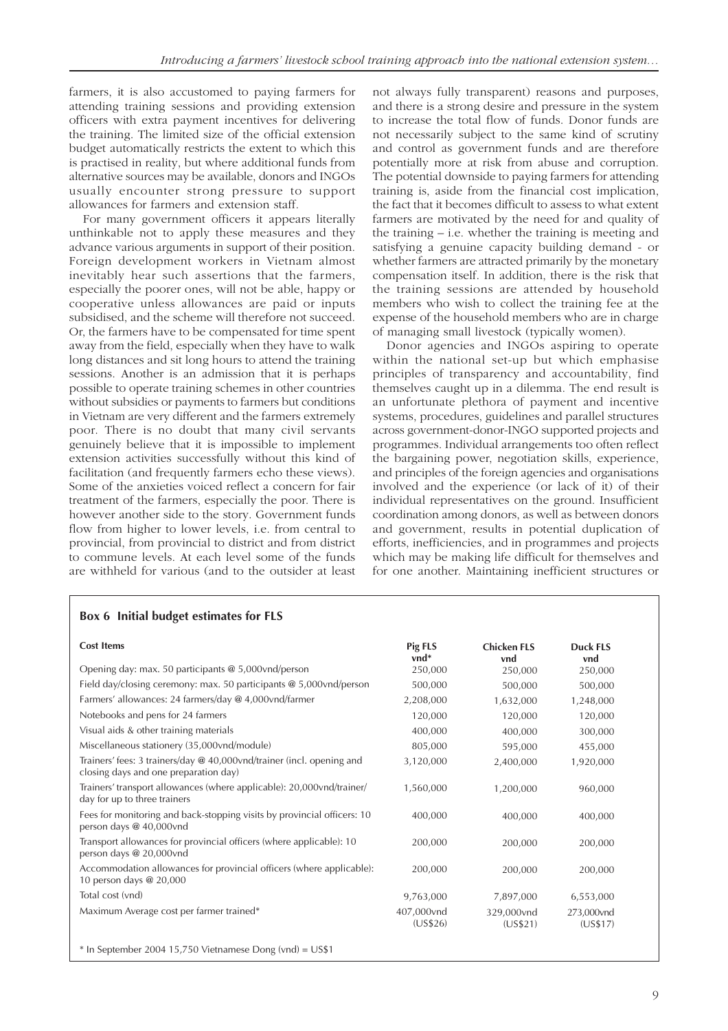farmers, it is also accustomed to paying farmers for attending training sessions and providing extension officers with extra payment incentives for delivering the training. The limited size of the official extension budget automatically restricts the extent to which this is practised in reality, but where additional funds from alternative sources may be available, donors and INGOs usually encounter strong pressure to support allowances for farmers and extension staff.

For many government officers it appears literally unthinkable not to apply these measures and they advance various arguments in support of their position. Foreign development workers in Vietnam almost inevitably hear such assertions that the farmers, especially the poorer ones, will not be able, happy or cooperative unless allowances are paid or inputs subsidised, and the scheme will therefore not succeed. Or, the farmers have to be compensated for time spent away from the field, especially when they have to walk long distances and sit long hours to attend the training sessions. Another is an admission that it is perhaps possible to operate training schemes in other countries without subsidies or payments to farmers but conditions in Vietnam are very different and the farmers extremely poor. There is no doubt that many civil servants genuinely believe that it is impossible to implement extension activities successfully without this kind of facilitation (and frequently farmers echo these views). Some of the anxieties voiced reflect a concern for fair treatment of the farmers, especially the poor. There is however another side to the story. Government funds flow from higher to lower levels, i.e. from central to provincial, from provincial to district and from district to commune levels. At each level some of the funds are withheld for various (and to the outsider at least not always fully transparent) reasons and purposes, and there is a strong desire and pressure in the system to increase the total flow of funds. Donor funds are not necessarily subject to the same kind of scrutiny and control as government funds and are therefore potentially more at risk from abuse and corruption. The potential downside to paying farmers for attending training is, aside from the financial cost implication, the fact that it becomes difficult to assess to what extent farmers are motivated by the need for and quality of the training – i.e. whether the training is meeting and satisfying a genuine capacity building demand - or whether farmers are attracted primarily by the monetary compensation itself. In addition, there is the risk that the training sessions are attended by household members who wish to collect the training fee at the expense of the household members who are in charge of managing small livestock (typically women).

Donor agencies and INGOs aspiring to operate within the national set-up but which emphasise principles of transparency and accountability, find themselves caught up in a dilemma. The end result is an unfortunate plethora of payment and incentive systems, procedures, guidelines and parallel structures across government-donor-INGO supported projects and programmes. Individual arrangements too often reflect the bargaining power, negotiation skills, experience, and principles of the foreign agencies and organisations involved and the experience (or lack of it) of their individual representatives on the ground. Insufficient coordination among donors, as well as between donors and government, results in potential duplication of efforts, inefficiencies, and in programmes and projects which may be making life difficult for themselves and for one another. Maintaining inefficient structures or

**Box 6 Initial budget estimates for FLS**

| Cost Items | Pig FLS vnd* | Chicken FLS vnd | Duck FLS vnd |
|---|---|---|---|
| Opening day: max. 50 participants @ 5,000vnd/person | 250,000 | 250,000 | 250,000 |
| Field day/closing ceremony: max. 50 participants @ 5,000vnd/person | 500,000 | 500,000 | 500,000 |
| Farmers' allowances: 24 farmers/day @ 4,000vnd/farmer | 2,208,000 | 1,632,000 | 1,248,000 |
| Notebooks and pens for 24 farmers | 120,000 | 120,000 | 120,000 |
| Visual aids & other training materials | 400,000 | 400,000 | 300,000 |
| Miscellaneous stationery (35,000vnd/module) | 805,000 | 595,000 | 455,000 |
| Trainers' fees: 3 trainers/day @ 40,000vnd/trainer (incl. opening and closing days and one preparation day) | 3,120,000 | 2,400,000 | 1,920,000 |
| Trainers' transport allowances (where applicable): 20,000vnd/trainer/ day for up to three trainers | 1,560,000 | 1,200,000 | 960,000 |
| Fees for monitoring and back-stopping visits by provincial officers: 10 person days @ 40,000vnd | 400,000 | 400,000 | 400,000 |
| Transport allowances for provincial officers (where applicable): 10 person days @ 20,000vnd | 200,000 | 200,000 | 200,000 |
| Accommodation allowances for provincial officers (where applicable): 10 person days @ 20,000 | 200,000 | 200,000 | 200,000 |
| Total cost (vnd) | 9,763,000 | 7,897,000 | 6,553,000 |
| Maximum Average cost per farmer trained* | 407,000vnd (US$26) | 329,000vnd (US$21) | 273,000vnd (US$17) |

\* In September 2004 15,750 Vietnamese Dong (vnd) = US$1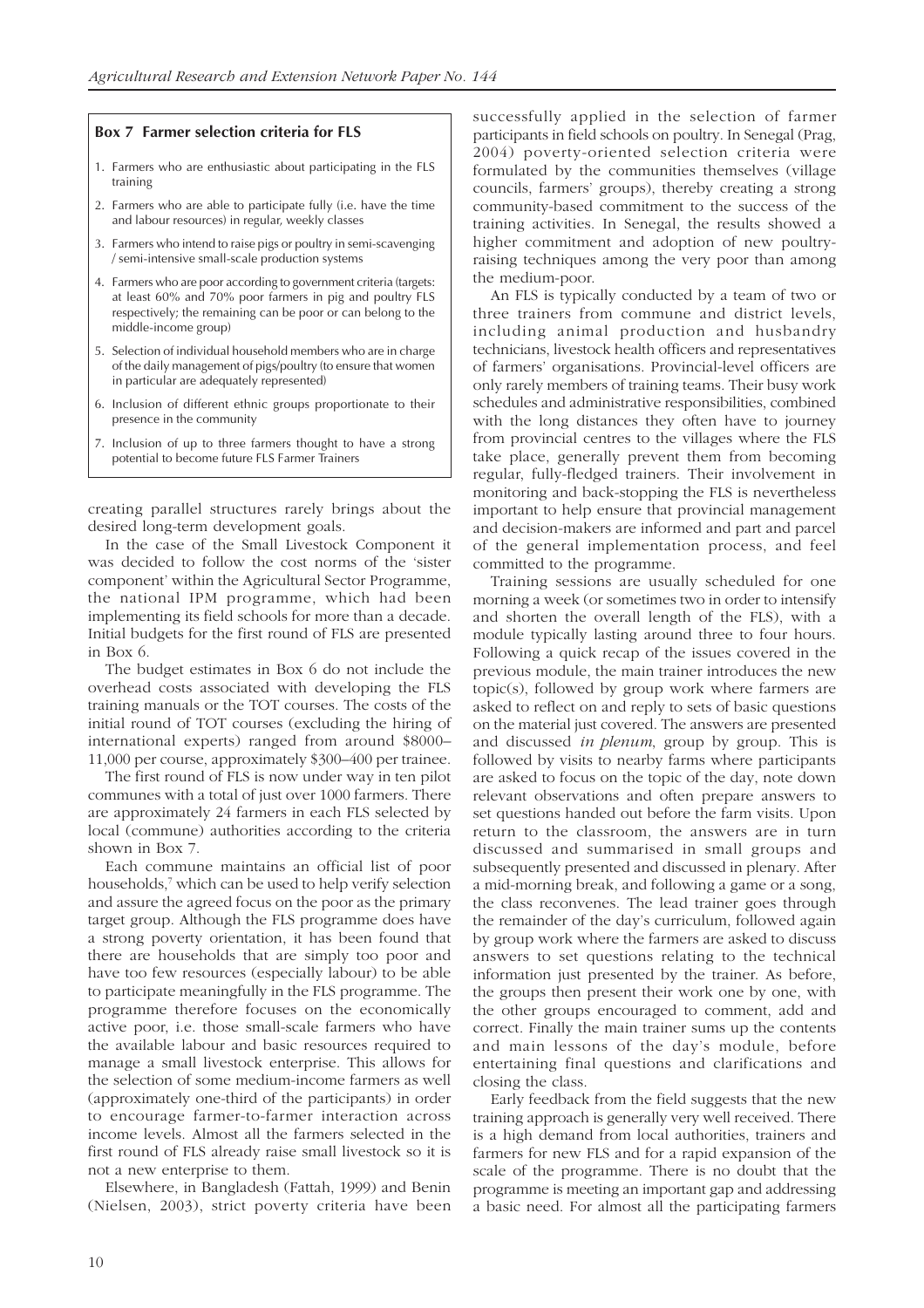**Box 7 Farmer selection criteria for FLS**

1. Farmers who are enthusiastic about participating in the FLS training
2. Farmers who are able to participate fully (i.e. have the time and labour resources) in regular, weekly classes
3. Farmers who intend to raise pigs or poultry in semi-scavenging / semi-intensive small-scale production systems
4. Farmers who are poor according to government criteria (targets: at least 60% and 70% poor farmers in pig and poultry FLS respectively; the remaining can be poor or can belong to the middle-income group)
5. Selection of individual household members who are in charge of the daily management of pigs/poultry (to ensure that women in particular are adequately represented)
6. Inclusion of different ethnic groups proportionate to their presence in the community
7. Inclusion of up to three farmers thought to have a strong potential to become future FLS Farmer Trainers

creating parallel structures rarely brings about the desired long-term development goals.

In the case of the Small Livestock Component it was decided to follow the cost norms of the 'sister component' within the Agricultural Sector Programme, the national IPM programme, which had been implementing its field schools for more than a decade. Initial budgets for the first round of FLS are presented in Box 6.

The budget estimates in Box 6 do not include the overhead costs associated with developing the FLS training manuals or the TOT courses. The costs of the initial round of TOT courses (excluding the hiring of international experts) ranged from around $8000–11,000 per course, approximately $300–400 per trainee.

The first round of FLS is now under way in ten pilot communes with a total of just over 1000 farmers. There are approximately 24 farmers in each FLS selected by local (commune) authorities according to the criteria shown in Box 7.

Each commune maintains an official list of poor households,[7] which can be used to help verify selection and assure the agreed focus on the poor as the primary target group. Although the FLS programme does have a strong poverty orientation, it has been found that there are households that are simply too poor and have too few resources (especially labour) to be able to participate meaningfully in the FLS programme. The programme therefore focuses on the economically active poor, i.e. those small-scale farmers who have the available labour and basic resources required to manage a small livestock enterprise. This allows for the selection of some medium-income farmers as well (approximately one-third of the participants) in order to encourage farmer-to-farmer interaction across income levels. Almost all the farmers selected in the first round of FLS already raise small livestock so it is not a new enterprise to them.

Elsewhere, in Bangladesh (Fattah, 1999) and Benin (Nielsen, 2003), strict poverty criteria have been successfully applied in the selection of farmer participants in field schools on poultry. In Senegal (Prag, 2004) poverty-oriented selection criteria were formulated by the communities themselves (village councils, farmers' groups), thereby creating a strong community-based commitment to the success of the training activities. In Senegal, the results showed a higher commitment and adoption of new poultry-raising techniques among the very poor than among the medium-poor.

An FLS is typically conducted by a team of two or three trainers from commune and district levels, including animal production and husbandry technicians, livestock health officers and representatives of farmers' organisations. Provincial-level officers are only rarely members of training teams. Their busy work schedules and administrative responsibilities, combined with the long distances they often have to journey from provincial centres to the villages where the FLS take place, generally prevent them from becoming regular, fully-fledged trainers. Their involvement in monitoring and back-stopping the FLS is nevertheless important to help ensure that provincial management and decision-makers are informed and part and parcel of the general implementation process, and feel committed to the programme.

Training sessions are usually scheduled for one morning a week (or sometimes two in order to intensify and shorten the overall length of the FLS), with a module typically lasting around three to four hours. Following a quick recap of the issues covered in the previous module, the main trainer introduces the new topic(s), followed by group work where farmers are asked to reflect on and reply to sets of basic questions on the material just covered. The answers are presented and discussed *in plenum*, group by group. This is followed by visits to nearby farms where participants are asked to focus on the topic of the day, note down relevant observations and often prepare answers to set questions handed out before the farm visits. Upon return to the classroom, the answers are in turn discussed and summarised in small groups and subsequently presented and discussed in plenary. After a mid-morning break, and following a game or a song, the class reconvenes. The lead trainer goes through the remainder of the day's curriculum, followed again by group work where the farmers are asked to discuss answers to set questions relating to the technical information just presented by the trainer. As before, the groups then present their work one by one, with the other groups encouraged to comment, add and correct. Finally the main trainer sums up the contents and main lessons of the day's module, before entertaining final questions and clarifications and closing the class.

Early feedback from the field suggests that the new training approach is generally very well received. There is a high demand from local authorities, trainers and farmers for new FLS and for a rapid expansion of the scale of the programme. There is no doubt that the programme is meeting an important gap and addressing a basic need. For almost all the participating farmers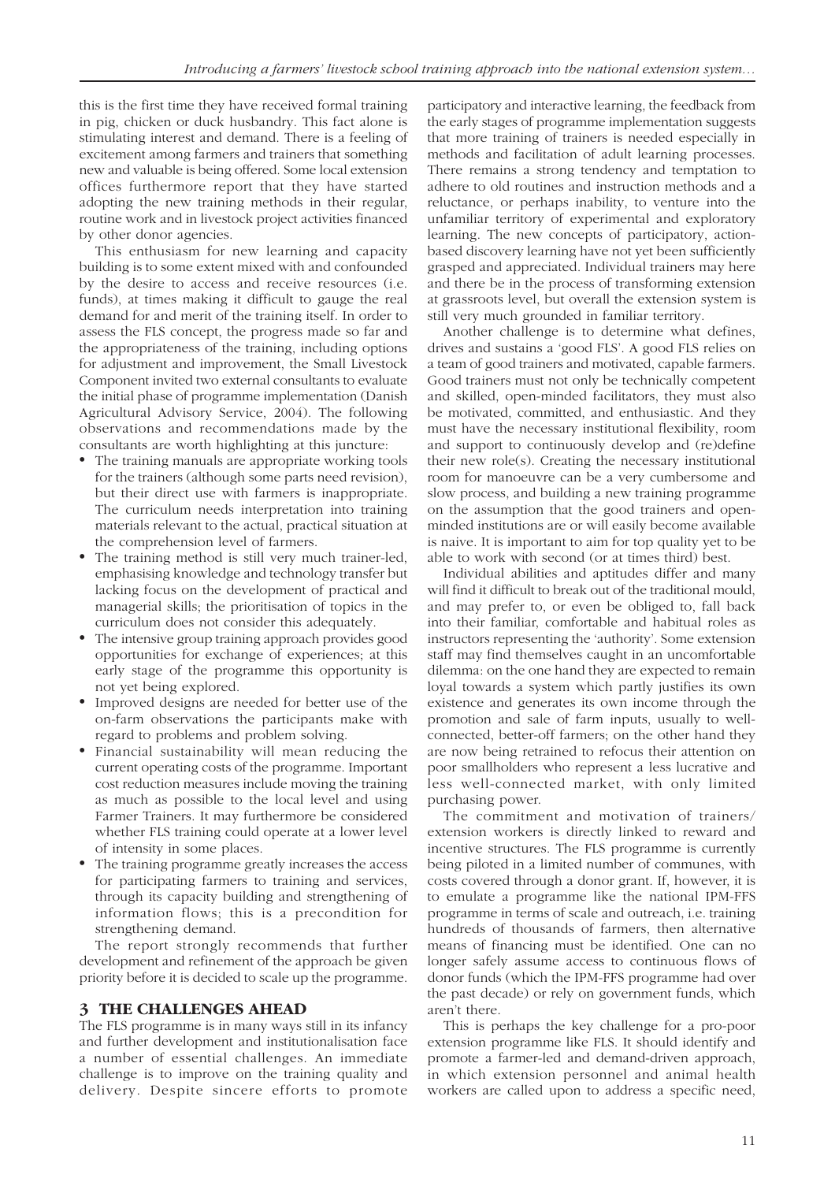this is the first time they have received formal training in pig, chicken or duck husbandry. This fact alone is stimulating interest and demand. There is a feeling of excitement among farmers and trainers that something new and valuable is being offered. Some local extension offices furthermore report that they have started adopting the new training methods in their regular, routine work and in livestock project activities financed by other donor agencies.

This enthusiasm for new learning and capacity building is to some extent mixed with and confounded by the desire to access and receive resources (i.e. funds), at times making it difficult to gauge the real demand for and merit of the training itself. In order to assess the FLS concept, the progress made so far and the appropriateness of the training, including options for adjustment and improvement, the Small Livestock Component invited two external consultants to evaluate the initial phase of programme implementation (Danish Agricultural Advisory Service, 2004). The following observations and recommendations made by the consultants are worth highlighting at this juncture:

- The training manuals are appropriate working tools for the trainers (although some parts need revision), but their direct use with farmers is inappropriate. The curriculum needs interpretation into training materials relevant to the actual, practical situation at the comprehension level of farmers.
- The training method is still very much trainer-led, emphasising knowledge and technology transfer but lacking focus on the development of practical and managerial skills; the prioritisation of topics in the curriculum does not consider this adequately.
- The intensive group training approach provides good opportunities for exchange of experiences; at this early stage of the programme this opportunity is not yet being explored.
- Improved designs are needed for better use of the on-farm observations the participants make with regard to problems and problem solving.
- Financial sustainability will mean reducing the current operating costs of the programme. Important cost reduction measures include moving the training as much as possible to the local level and using Farmer Trainers. It may furthermore be considered whether FLS training could operate at a lower level of intensity in some places.
- The training programme greatly increases the access for participating farmers to training and services, through its capacity building and strengthening of information flows; this is a precondition for strengthening demand.

The report strongly recommends that further development and refinement of the approach be given priority before it is decided to scale up the programme.

## 3 THE CHALLENGES AHEAD

The FLS programme is in many ways still in its infancy and further development and institutionalisation face a number of essential challenges. An immediate challenge is to improve on the training quality and delivery. Despite sincere efforts to promote participatory and interactive learning, the feedback from the early stages of programme implementation suggests that more training of trainers is needed especially in methods and facilitation of adult learning processes. There remains a strong tendency and temptation to adhere to old routines and instruction methods and a reluctance, or perhaps inability, to venture into the unfamiliar territory of experimental and exploratory learning. The new concepts of participatory, action-based discovery learning have not yet been sufficiently grasped and appreciated. Individual trainers may here and there be in the process of transforming extension at grassroots level, but overall the extension system is still very much grounded in familiar territory.

Another challenge is to determine what defines, drives and sustains a 'good FLS'. A good FLS relies on a team of good trainers and motivated, capable farmers. Good trainers must not only be technically competent and skilled, open-minded facilitators, they must also be motivated, committed, and enthusiastic. And they must have the necessary institutional flexibility, room and support to continuously develop and (re)define their new role(s). Creating the necessary institutional room for manoeuvre can be a very cumbersome and slow process, and building a new training programme on the assumption that the good trainers and open-minded institutions are or will easily become available is naive. It is important to aim for top quality yet to be able to work with second (or at times third) best.

Individual abilities and aptitudes differ and many will find it difficult to break out of the traditional mould, and may prefer to, or even be obliged to, fall back into their familiar, comfortable and habitual roles as instructors representing the 'authority'. Some extension staff may find themselves caught in an uncomfortable dilemma: on the one hand they are expected to remain loyal towards a system which partly justifies its own existence and generates its own income through the promotion and sale of farm inputs, usually to well-connected, better-off farmers; on the other hand they are now being retrained to refocus their attention on poor smallholders who represent a less lucrative and less well-connected market, with only limited purchasing power.

The commitment and motivation of trainers/extension workers is directly linked to reward and incentive structures. The FLS programme is currently being piloted in a limited number of communes, with costs covered through a donor grant. If, however, it is to emulate a programme like the national IPM-FFS programme in terms of scale and outreach, i.e. training hundreds of thousands of farmers, then alternative means of financing must be identified. One can no longer safely assume access to continuous flows of donor funds (which the IPM-FFS programme had over the past decade) or rely on government funds, which aren't there.

This is perhaps the key challenge for a pro-poor extension programme like FLS. It should identify and promote a farmer-led and demand-driven approach, in which extension personnel and animal health workers are called upon to address a specific need,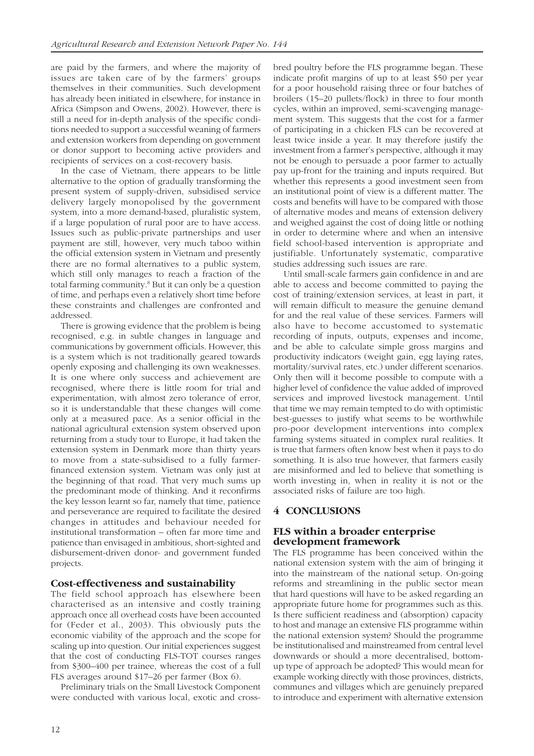are paid by the farmers, and where the majority of issues are taken care of by the farmers' groups themselves in their communities. Such development has already been initiated in elsewhere, for instance in Africa (Simpson and Owens, 2002). However, there is still a need for in-depth analysis of the specific conditions needed to support a successful weaning of farmers and extension workers from depending on government or donor support to becoming active providers and recipients of services on a cost-recovery basis.

In the case of Vietnam, there appears to be little alternative to the option of gradually transforming the present system of supply-driven, subsidised service delivery largely monopolised by the government system, into a more demand-based, pluralistic system, if a large population of rural poor are to have access. Issues such as public-private partnerships and user payment are still, however, very much taboo within the official extension system in Vietnam and presently there are no formal alternatives to a public system, which still only manages to reach a fraction of the total farming community.[8] But it can only be a question of time, and perhaps even a relatively short time before these constraints and challenges are confronted and addressed.

There is growing evidence that the problem is being recognised, e.g. in subtle changes in language and communications by government officials. However, this is a system which is not traditionally geared towards openly exposing and challenging its own weaknesses. It is one where only success and achievement are recognised, where there is little room for trial and experimentation, with almost zero tolerance of error, so it is understandable that these changes will come only at a measured pace. As a senior official in the national agricultural extension system observed upon returning from a study tour to Europe, it had taken the extension system in Denmark more than thirty years to move from a state-subsidised to a fully farmer-financed extension system. Vietnam was only just at the beginning of that road. That very much sums up the predominant mode of thinking. And it reconfirms the key lesson learnt so far, namely that time, patience and perseverance are required to facilitate the desired changes in attitudes and behaviour needed for institutional transformation – often far more time and patience than envisaged in ambitious, short-sighted and disbursement-driven donor- and government funded projects.

### Cost-effectiveness and sustainability

The field school approach has elsewhere been characterised as an intensive and costly training approach once all overhead costs have been accounted for (Feder et al., 2003). This obviously puts the economic viability of the approach and the scope for scaling up into question. Our initial experiences suggest that the cost of conducting FLS-TOT courses ranges from \$300–400 per trainee, whereas the cost of a full FLS averages around \$17–26 per farmer (Box 6).

Preliminary trials on the Small Livestock Component were conducted with various local, exotic and cross-bred poultry before the FLS programme began. These indicate profit margins of up to at least \$50 per year for a poor household raising three or four batches of broilers (15–20 pullets/flock) in three to four month cycles, within an improved, semi-scavenging management system. This suggests that the cost for a farmer of participating in a chicken FLS can be recovered at least twice inside a year. It may therefore justify the investment from a farmer's perspective, although it may not be enough to persuade a poor farmer to actually pay up-front for the training and inputs required. But whether this represents a good investment seen from an institutional point of view is a different matter. The costs and benefits will have to be compared with those of alternative modes and means of extension delivery and weighed against the cost of doing little or nothing in order to determine where and when an intensive field school-based intervention is appropriate and justifiable. Unfortunately systematic, comparative studies addressing such issues are rare.

Until small-scale farmers gain confidence in and are able to access and become committed to paying the cost of training/extension services, at least in part, it will remain difficult to measure the genuine demand for and the real value of these services. Farmers will also have to become accustomed to systematic recording of inputs, outputs, expenses and income, and be able to calculate simple gross margins and productivity indicators (weight gain, egg laying rates, mortality/survival rates, etc.) under different scenarios. Only then will it become possible to compute with a higher level of confidence the value added of improved services and improved livestock management. Until that time we may remain tempted to do with optimistic best-guesses to justify what seems to be worthwhile pro-poor development interventions into complex farming systems situated in complex rural realities. It is true that farmers often know best when it pays to do something. It is also true however, that farmers easily are misinformed and led to believe that something is worth investing in, when in reality it is not or the associated risks of failure are too high.

## 4 CONCLUSIONS

### FLS within a broader enterprise development framework

The FLS programme has been conceived within the national extension system with the aim of bringing it into the mainstream of the national setup. On-going reforms and streamlining in the public sector mean that hard questions will have to be asked regarding an appropriate future home for programmes such as this. Is there sufficient readiness and (absorption) capacity to host and manage an extensive FLS programme within the national extension system? Should the programme be institutionalised and mainstreamed from central level downwards or should a more decentralised, bottom-up type of approach be adopted? This would mean for example working directly with those provinces, districts, communes and villages which are genuinely prepared to introduce and experiment with alternative extension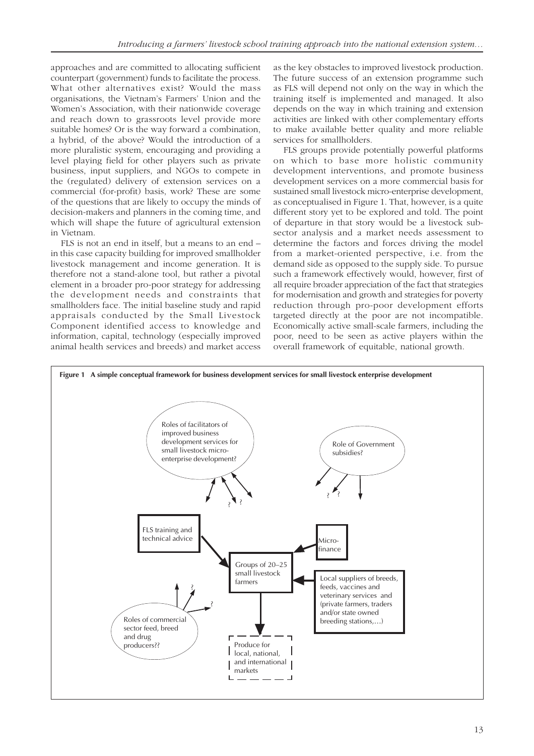approaches and are committed to allocating sufficient counterpart (government) funds to facilitate the process. What other alternatives exist? Would the mass organisations, the Vietnam's Farmers' Union and the Women's Association, with their nationwide coverage and reach down to grassroots level provide more suitable homes? Or is the way forward a combination, a hybrid, of the above? Would the introduction of a more pluralistic system, encouraging and providing a level playing field for other players such as private business, input suppliers, and NGOs to compete in the (regulated) delivery of extension services on a commercial (for-profit) basis, work? These are some of the questions that are likely to occupy the minds of decision-makers and planners in the coming time, and which will shape the future of agricultural extension in Vietnam.

FLS is not an end in itself, but a means to an end – in this case capacity building for improved smallholder livestock management and income generation. It is therefore not a stand-alone tool, but rather a pivotal element in a broader pro-poor strategy for addressing the development needs and constraints that smallholders face. The initial baseline study and rapid appraisals conducted by the Small Livestock Component identified access to knowledge and information, capital, technology (especially improved animal health services and breeds) and market access as the key obstacles to improved livestock production. The future success of an extension programme such as FLS will depend not only on the way in which the training itself is implemented and managed. It also depends on the way in which training and extension activities are linked with other complementary efforts to make available better quality and more reliable services for smallholders.

FLS groups provide potentially powerful platforms on which to base more holistic community development interventions, and promote business development services on a more commercial basis for sustained small livestock micro-enterprise development, as conceptualised in Figure 1. That, however, is a quite different story yet to be explored and told. The point of departure in that story would be a livestock sub-sector analysis and a market needs assessment to determine the factors and forces driving the model from a market-oriented perspective, i.e. from the demand side as opposed to the supply side. To pursue such a framework effectively would, however, first of all require broader appreciation of the fact that strategies for modernisation and growth and strategies for poverty reduction through pro-poor development efforts targeted directly at the poor are not incompatible. Economically active small-scale farmers, including the poor, need to be seen as active players within the overall framework of equitable, national growth.

**Figure 1 A simple conceptual framework for business development services for small livestock enterprise development**

- Roles of facilitators of improved business development services for small livestock micro-enterprise development? → ? ?
- Role of Government subsidies? → ? ?
- FLS training and technical advice → Groups of 20–25 small livestock farmers
- Micro-finance → Groups of 20–25 small livestock farmers
- Local suppliers of breeds, feeds, vaccines and veterinary services and (private farmers, traders and/or state owned breeding stations,...) → Groups of 20–25 small livestock farmers
- Roles of commercial sector feed, breed and drug producers?? → ? ?
- Groups of 20–25 small livestock farmers → Produce for local, national, and international markets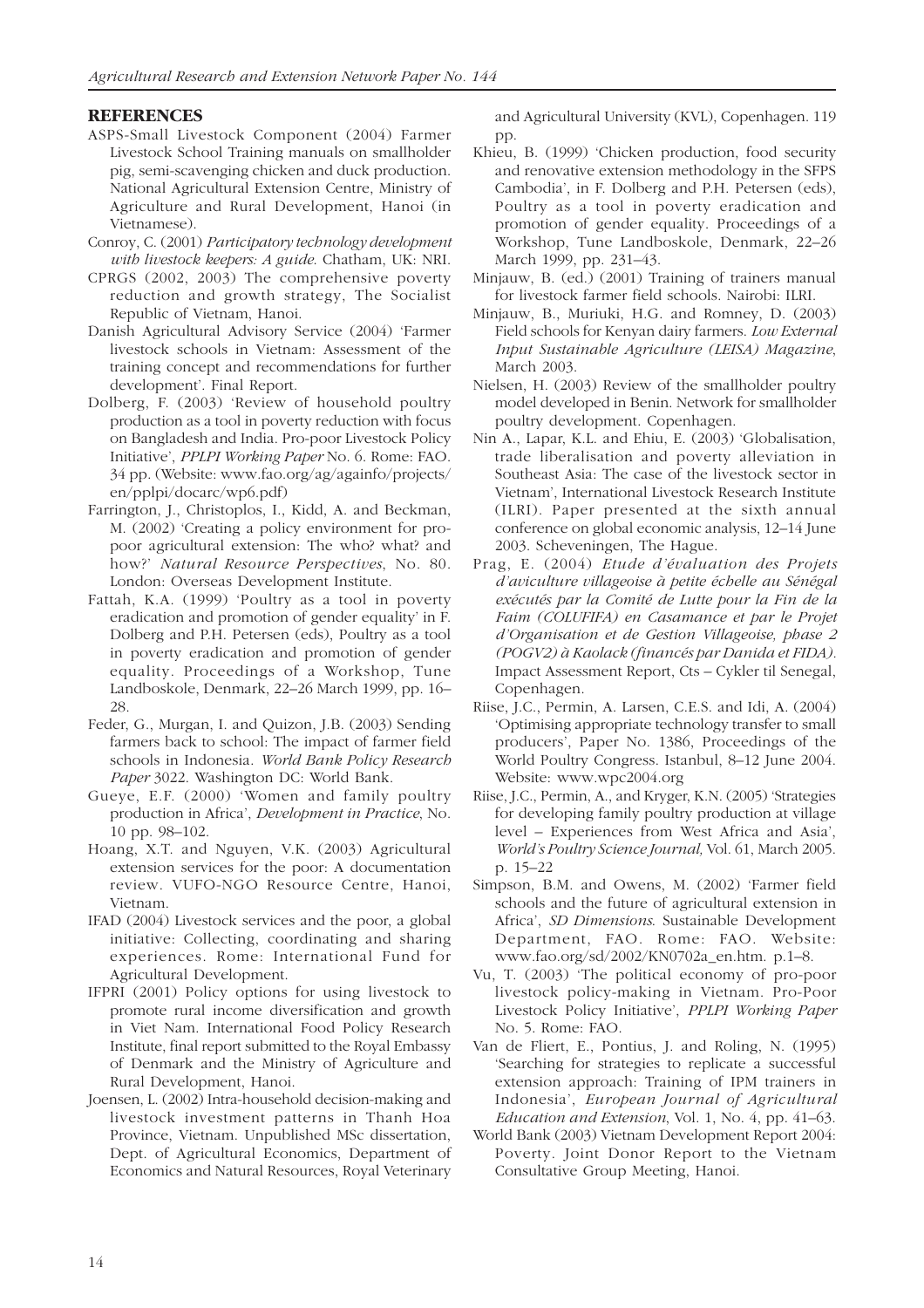## REFERENCES

ASPS-Small Livestock Component (2004) Farmer Livestock School Training manuals on smallholder pig, semi-scavenging chicken and duck production. National Agricultural Extension Centre, Ministry of Agriculture and Rural Development, Hanoi (in Vietnamese).

Conroy, C. (2001) *Participatory technology development with livestock keepers: A guide*. Chatham, UK: NRI.

CPRGS (2002, 2003) The comprehensive poverty reduction and growth strategy, The Socialist Republic of Vietnam, Hanoi.

Danish Agricultural Advisory Service (2004) 'Farmer livestock schools in Vietnam: Assessment of the training concept and recommendations for further development'. Final Report.

Dolberg, F. (2003) 'Review of household poultry production as a tool in poverty reduction with focus on Bangladesh and India. Pro-poor Livestock Policy Initiative', *PPLPI Working Paper* No. 6. Rome: FAO. 34 pp. (Website: www.fao.org/ag/againfo/projects/en/pplpi/docarc/wp6.pdf)

Farrington, J., Christoplos, I., Kidd, A. and Beckman, M. (2002) 'Creating a policy environment for pro-poor agricultural extension: The who? what? and how?' *Natural Resource Perspectives*, No. 80. London: Overseas Development Institute.

Fattah, K.A. (1999) 'Poultry as a tool in poverty eradication and promotion of gender equality' in F. Dolberg and P.H. Petersen (eds), Poultry as a tool in poverty eradication and promotion of gender equality. Proceedings of a Workshop, Tune Landboskole, Denmark, 22–26 March 1999, pp. 16–28.

Feder, G., Murgan, I. and Quizon, J.B. (2003) Sending farmers back to school: The impact of farmer field schools in Indonesia. *World Bank Policy Research Paper* 3022. Washington DC: World Bank.

Gueye, E.F. (2000) 'Women and family poultry production in Africa', *Development in Practice*, No. 10 pp. 98–102.

Hoang, X.T. and Nguyen, V.K. (2003) Agricultural extension services for the poor: A documentation review. VUFO-NGO Resource Centre, Hanoi, Vietnam.

IFAD (2004) Livestock services and the poor, a global initiative: Collecting, coordinating and sharing experiences. Rome: International Fund for Agricultural Development.

IFPRI (2001) Policy options for using livestock to promote rural income diversification and growth in Viet Nam. International Food Policy Research Institute, final report submitted to the Royal Embassy of Denmark and the Ministry of Agriculture and Rural Development, Hanoi.

Joensen, L. (2002) Intra-household decision-making and livestock investment patterns in Thanh Hoa Province, Vietnam. Unpublished MSc dissertation, Dept. of Agricultural Economics, Department of Economics and Natural Resources, Royal Veterinary and Agricultural University (KVL), Copenhagen. 119 pp.

Khieu, B. (1999) 'Chicken production, food security and renovative extension methodology in the SFPS Cambodia', in F. Dolberg and P.H. Petersen (eds), Poultry as a tool in poverty eradication and promotion of gender equality. Proceedings of a Workshop, Tune Landboskole, Denmark, 22–26 March 1999, pp. 231–43.

Minjauw, B. (ed.) (2001) Training of trainers manual for livestock farmer field schools. Nairobi: ILRI.

Minjauw, B., Muriuki, H.G. and Romney, D. (2003) Field schools for Kenyan dairy farmers. *Low External Input Sustainable Agriculture (LEISA) Magazine*, March 2003.

Nielsen, H. (2003) Review of the smallholder poultry model developed in Benin. Network for smallholder poultry development. Copenhagen.

Nin A., Lapar, K.L. and Ehiu, E. (2003) 'Globalisation, trade liberalisation and poverty alleviation in Southeast Asia: The case of the livestock sector in Vietnam', International Livestock Research Institute (ILRI). Paper presented at the sixth annual conference on global economic analysis, 12–14 June 2003. Scheveningen, The Hague.

Prag, E. (2004) *Etude d'évaluation des Projets d'aviculture villageoise à petite échelle au Sénégal exécutés par la Comité de Lutte pour la Fin de la Faim (COLUFIFA) en Casamance et par le Projet d'Organisation et de Gestion Villageoise, phase 2 (POGV2) à Kaolack (financés par Danida et FIDA).* Impact Assessment Report, Cts – Cykler til Senegal, Copenhagen.

Riise, J.C., Permin, A. Larsen, C.E.S. and Idi, A. (2004) 'Optimising appropriate technology transfer to small producers', Paper No. 1386, Proceedings of the World Poultry Congress. Istanbul, 8–12 June 2004. Website: www.wpc2004.org

Riise, J.C., Permin, A., and Kryger, K.N. (2005) 'Strategies for developing family poultry production at village level – Experiences from West Africa and Asia', *World's Poultry Science Journal,* Vol. 61, March 2005. p. 15–22

Simpson, B.M. and Owens, M. (2002) 'Farmer field schools and the future of agricultural extension in Africa', *SD Dimensions.* Sustainable Development Department, FAO. Rome: FAO. Website: www.fao.org/sd/2002/KN0702a_en.htm. p.1–8.

Vu, T. (2003) 'The political economy of pro-poor livestock policy-making in Vietnam. Pro-Poor Livestock Policy Initiative', *PPLPI Working Paper* No. 5. Rome: FAO.

Van de Fliert, E., Pontius, J. and Roling, N. (1995) 'Searching for strategies to replicate a successful extension approach: Training of IPM trainers in Indonesia', *European Journal of Agricultural Education and Extension*, Vol. 1, No. 4, pp. 41–63.

World Bank (2003) Vietnam Development Report 2004: Poverty. Joint Donor Report to the Vietnam Consultative Group Meeting, Hanoi.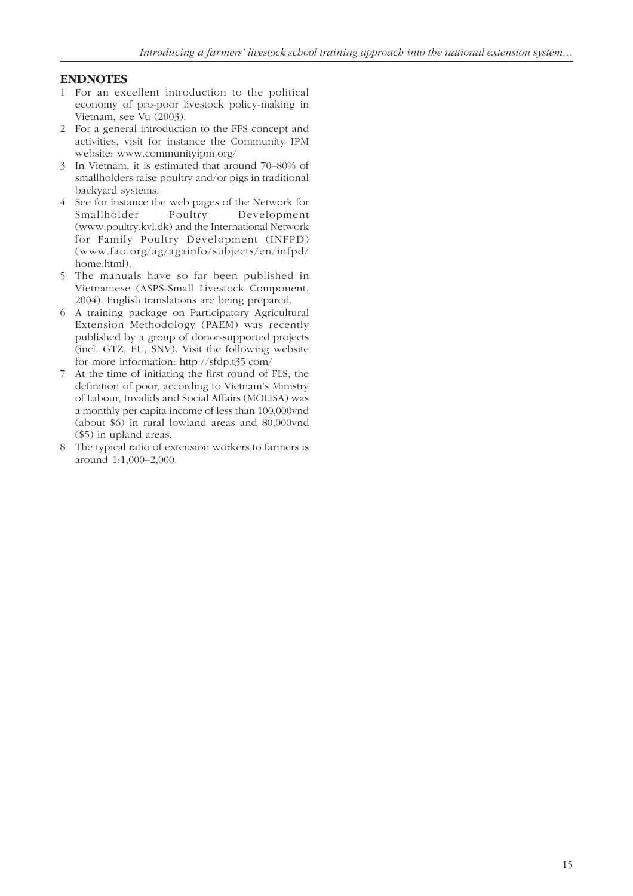## ENDNOTES

1. For an excellent introduction to the political economy of pro-poor livestock policy-making in Vietnam, see Vu (2003).
2. For a general introduction to the FFS concept and activities, visit for instance the Community IPM website: www.communityipm.org/
3. In Vietnam, it is estimated that around 70–80% of smallholders raise poultry and/or pigs in traditional backyard systems.
4. See for instance the web pages of the Network for Smallholder Poultry Development (www.poultry.kvl.dk) and the International Network for Family Poultry Development (INFPD) (www.fao.org/ag/againfo/subjects/en/infpd/home.html).
5. The manuals have so far been published in Vietnamese (ASPS-Small Livestock Component, 2004). English translations are being prepared.
6. A training package on Participatory Agricultural Extension Methodology (PAEM) was recently published by a group of donor-supported projects (incl. GTZ, EU, SNV). Visit the following website for more information: http://sfdp.t35.com/
7. At the time of initiating the first round of FLS, the definition of poor, according to Vietnam's Ministry of Labour, Invalids and Social Affairs (MOLISA) was a monthly per capita income of less than 100,000vnd (about $6) in rural lowland areas and 80,000vnd ($5) in upland areas.
8. The typical ratio of extension workers to farmers is around 1:1,000–2,000.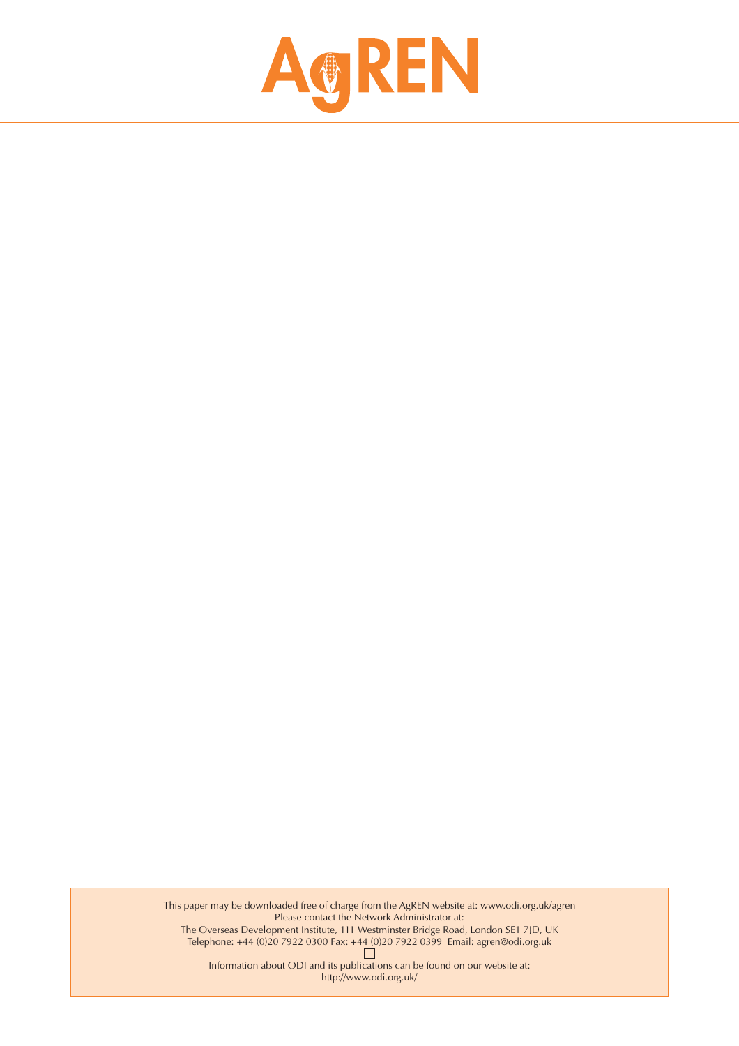# AgREN

This paper may be downloaded free of charge from the AgREN website at: www.odi.org.uk/agren
Please contact the Network Administrator at:
The Overseas Development Institute, 111 Westminster Bridge Road, London SE1 7JD, UK
Telephone: +44 (0)20 7922 0300 Fax: +44 (0)20 7922 0399 Email: agren@odi.org.uk

Information about ODI and its publications can be found on our website at:
http://www.odi.org.uk/